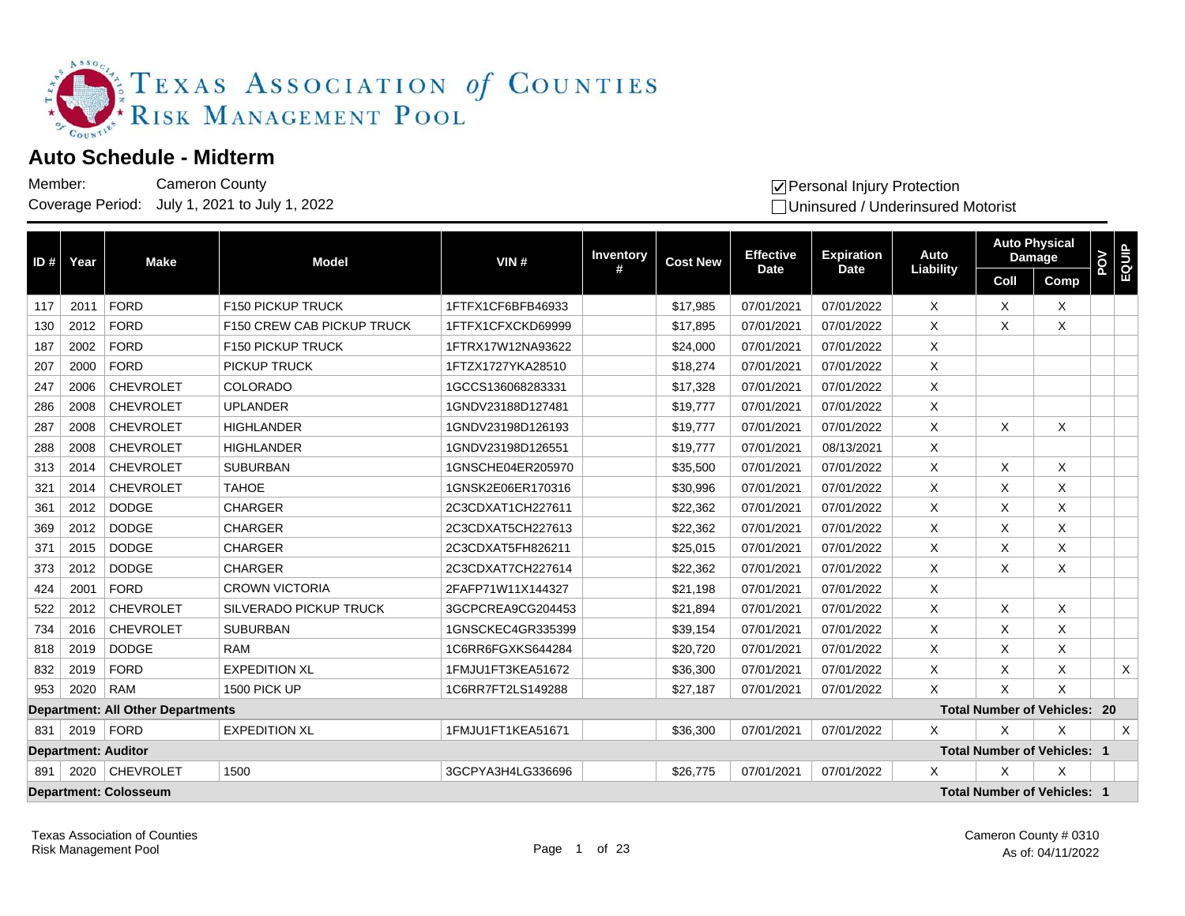TEXAS ASSOCIATION *of* COUNTIES
RISK MANAGEMENT POOL

# Auto Schedule - Midterm

Member: Cameron County
Coverage Period: July 1, 2021 to July 1, 2022

☑ Personal Injury Protection
☐ Uninsured / Underinsured Motorist

| ID # | Year | Make | Model | VIN # | Inventory # | Cost New | Effective Date | Expiration Date | Auto Liability | Auto Physical Damage | | POV | EQUIP |
|---|---|---|---|---|---|---|---|---|---|---|---|---|---|
| | | | | | | | | | | Coll | Comp | | |
| 117 | 2011 | FORD | F150 PICKUP TRUCK | 1FTFX1CF6BFB46933 | | $17,985 | 07/01/2021 | 07/01/2022 | X | X | X | | |
| 130 | 2012 | FORD | F150 CREW CAB PICKUP TRUCK | 1FTFX1CFXCKD69999 | | $17,895 | 07/01/2021 | 07/01/2022 | X | X | X | | |
| 187 | 2002 | FORD | F150 PICKUP TRUCK | 1FTRX17W12NA93622 | | $24,000 | 07/01/2021 | 07/01/2022 | X | | | | |
| 207 | 2000 | FORD | PICKUP TRUCK | 1FTZX1727YKA28510 | | $18,274 | 07/01/2021 | 07/01/2022 | X | | | | |
| 247 | 2006 | CHEVROLET | COLORADO | 1GCCS136068283331 | | $17,328 | 07/01/2021 | 07/01/2022 | X | | | | |
| 286 | 2008 | CHEVROLET | UPLANDER | 1GNDV23188D127481 | | $19,777 | 07/01/2021 | 07/01/2022 | X | | | | |
| 287 | 2008 | CHEVROLET | HIGHLANDER | 1GNDV23198D126193 | | $19,777 | 07/01/2021 | 07/01/2022 | X | X | X | | |
| 288 | 2008 | CHEVROLET | HIGHLANDER | 1GNDV23198D126551 | | $19,777 | 07/01/2021 | 08/13/2021 | X | | | | |
| 313 | 2014 | CHEVROLET | SUBURBAN | 1GNSCHE04ER205970 | | $35,500 | 07/01/2021 | 07/01/2022 | X | X | X | | |
| 321 | 2014 | CHEVROLET | TAHOE | 1GNSK2E06ER170316 | | $30,996 | 07/01/2021 | 07/01/2022 | X | X | X | | |
| 361 | 2012 | DODGE | CHARGER | 2C3CDXAT1CH227611 | | $22,362 | 07/01/2021 | 07/01/2022 | X | X | X | | |
| 369 | 2012 | DODGE | CHARGER | 2C3CDXAT5CH227613 | | $22,362 | 07/01/2021 | 07/01/2022 | X | X | X | | |
| 371 | 2015 | DODGE | CHARGER | 2C3CDXAT5FH826211 | | $25,015 | 07/01/2021 | 07/01/2022 | X | X | X | | |
| 373 | 2012 | DODGE | CHARGER | 2C3CDXAT7CH227614 | | $22,362 | 07/01/2021 | 07/01/2022 | X | X | X | | |
| 424 | 2001 | FORD | CROWN VICTORIA | 2FAFP71W11X144327 | | $21,198 | 07/01/2021 | 07/01/2022 | X | | | | |
| 522 | 2012 | CHEVROLET | SILVERADO PICKUP TRUCK | 3GCPCREA9CG204453 | | $21,894 | 07/01/2021 | 07/01/2022 | X | X | X | | |
| 734 | 2016 | CHEVROLET | SUBURBAN | 1GNSCKEC4GR335399 | | $39,154 | 07/01/2021 | 07/01/2022 | X | X | X | | |
| 818 | 2019 | DODGE | RAM | 1C6RR6FGXKS644284 | | $20,720 | 07/01/2021 | 07/01/2022 | X | X | X | | |
| 832 | 2019 | FORD | EXPEDITION XL | 1FMJU1FT3KEA51672 | | $36,300 | 07/01/2021 | 07/01/2022 | X | X | X | | X |
| 953 | 2020 | RAM | 1500 PICK UP | 1C6RR7FT2LS149288 | | $27,187 | 07/01/2021 | 07/01/2022 | X | X | X | | |
| **Department: All Other Departments** | | | | | | | | | | **Total Number of Vehicles: 20** | | | |
| 831 | 2019 | FORD | EXPEDITION XL | 1FMJU1FT1KEA51671 | | $36,300 | 07/01/2021 | 07/01/2022 | X | X | X | | X |
| **Department: Auditor** | | | | | | | | | | **Total Number of Vehicles: 1** | | | |
| 891 | 2020 | CHEVROLET | 1500 | 3GCPYA3H4LG336696 | | $26,775 | 07/01/2021 | 07/01/2022 | X | X | X | | |
| **Department: Colosseum** | | | | | | | | | | **Total Number of Vehicles: 1** | | | |

Texas Association of Counties
Risk Management Pool

Cameron County # 0310
As of: 04/11/2022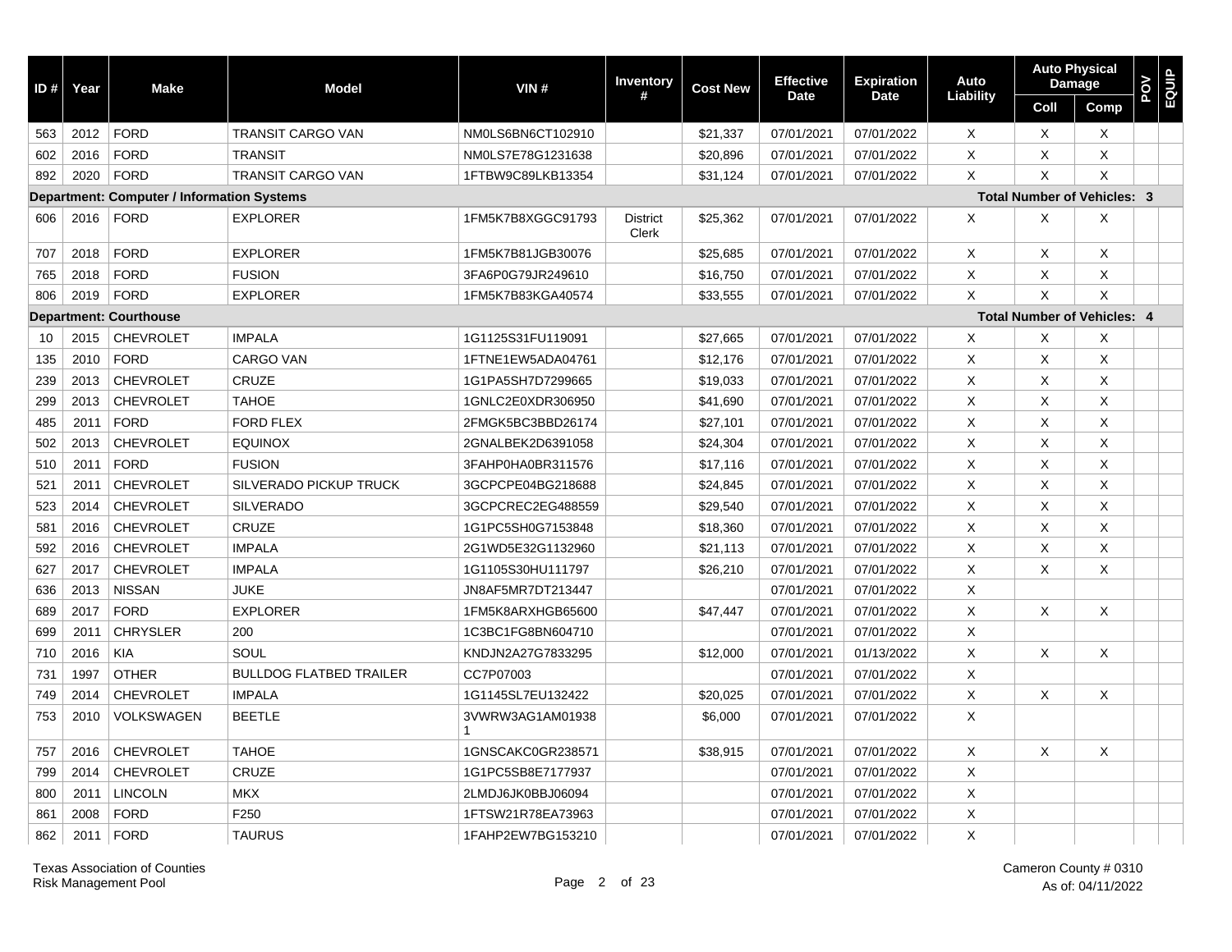| ID # | Year | Make | Model | VIN # | Inventory # | Cost New | Effective Date | Expiration Date | Auto Liability | Auto Physical Damage | | POV | EQUIP |
|---|---|---|---|---|---|---|---|---|---|---|---|---|---|
| | | | | | | | | | | Coll | Comp | | |
| 563 | 2012 | FORD | TRANSIT CARGO VAN | NM0LS6BN6CT102910 | | $21,337 | 07/01/2021 | 07/01/2022 | X | X | X | | |
| 602 | 2016 | FORD | TRANSIT | NM0LS7E78G1231638 | | $20,896 | 07/01/2021 | 07/01/2022 | X | X | X | | |
| 892 | 2020 | FORD | TRANSIT CARGO VAN | 1FTBW9C89LKB13354 | | $31,124 | 07/01/2021 | 07/01/2022 | X | X | X | | |
| **Department: Computer / Information Systems** | | | | | | | | | | **Total Number of Vehicles: 3** | | | |
| 606 | 2016 | FORD | EXPLORER | 1FM5K7B8XGGC91793 | District Clerk | $25,362 | 07/01/2021 | 07/01/2022 | X | X | X | | |
| 707 | 2018 | FORD | EXPLORER | 1FM5K7B81JGB30076 | | $25,685 | 07/01/2021 | 07/01/2022 | X | X | X | | |
| 765 | 2018 | FORD | FUSION | 3FA6P0G79JR249610 | | $16,750 | 07/01/2021 | 07/01/2022 | X | X | X | | |
| 806 | 2019 | FORD | EXPLORER | 1FM5K7B83KGA40574 | | $33,555 | 07/01/2021 | 07/01/2022 | X | X | X | | |
| **Department: Courthouse** | | | | | | | | | | **Total Number of Vehicles: 4** | | | |
| 10 | 2015 | CHEVROLET | IMPALA | 1G1125S31FU119091 | | $27,665 | 07/01/2021 | 07/01/2022 | X | X | X | | |
| 135 | 2010 | FORD | CARGO VAN | 1FTNE1EW5ADA04761 | | $12,176 | 07/01/2021 | 07/01/2022 | X | X | X | | |
| 239 | 2013 | CHEVROLET | CRUZE | 1G1PA5SH7D7299665 | | $19,033 | 07/01/2021 | 07/01/2022 | X | X | X | | |
| 299 | 2013 | CHEVROLET | TAHOE | 1GNLC2E0XDR306950 | | $41,690 | 07/01/2021 | 07/01/2022 | X | X | X | | |
| 485 | 2011 | FORD | FORD FLEX | 2FMGK5BC3BBD26174 | | $27,101 | 07/01/2021 | 07/01/2022 | X | X | X | | |
| 502 | 2013 | CHEVROLET | EQUINOX | 2GNALBEK2D6391058 | | $24,304 | 07/01/2021 | 07/01/2022 | X | X | X | | |
| 510 | 2011 | FORD | FUSION | 3FAHP0HA0BR311576 | | $17,116 | 07/01/2021 | 07/01/2022 | X | X | X | | |
| 521 | 2011 | CHEVROLET | SILVERADO PICKUP TRUCK | 3GCPCPE04BG218688 | | $24,845 | 07/01/2021 | 07/01/2022 | X | X | X | | |
| 523 | 2014 | CHEVROLET | SILVERADO | 3GCPCREC2EG488559 | | $29,540 | 07/01/2021 | 07/01/2022 | X | X | X | | |
| 581 | 2016 | CHEVROLET | CRUZE | 1G1PC5SH0G7153848 | | $18,360 | 07/01/2021 | 07/01/2022 | X | X | X | | |
| 592 | 2016 | CHEVROLET | IMPALA | 2G1WD5E32G1132960 | | $21,113 | 07/01/2021 | 07/01/2022 | X | X | X | | |
| 627 | 2017 | CHEVROLET | IMPALA | 1G1105S30HU111797 | | $26,210 | 07/01/2021 | 07/01/2022 | X | X | X | | |
| 636 | 2013 | NISSAN | JUKE | JN8AF5MR7DT213447 | | | 07/01/2021 | 07/01/2022 | X | | | | |
| 689 | 2017 | FORD | EXPLORER | 1FM5K8ARXHGB65600 | | $47,447 | 07/01/2021 | 07/01/2022 | X | X | X | | |
| 699 | 2011 | CHRYSLER | 200 | 1C3BC1FG8BN604710 | | | 07/01/2021 | 07/01/2022 | X | | | | |
| 710 | 2016 | KIA | SOUL | KNDJN2A27G7833295 | | $12,000 | 07/01/2021 | 01/13/2022 | X | X | X | | |
| 731 | 1997 | OTHER | BULLDOG FLATBED TRAILER | CC7P07003 | | | 07/01/2021 | 07/01/2022 | X | | | | |
| 749 | 2014 | CHEVROLET | IMPALA | 1G1145SL7EU132422 | | $20,025 | 07/01/2021 | 07/01/2022 | X | X | X | | |
| 753 | 2010 | VOLKSWAGEN | BEETLE | 3VWRW3AG1AM019381 | | $6,000 | 07/01/2021 | 07/01/2022 | X | | | | |
| 757 | 2016 | CHEVROLET | TAHOE | 1GNSCAKC0GR238571 | | $38,915 | 07/01/2021 | 07/01/2022 | X | X | X | | |
| 799 | 2014 | CHEVROLET | CRUZE | 1G1PC5SB8E7177937 | | | 07/01/2021 | 07/01/2022 | X | | | | |
| 800 | 2011 | LINCOLN | MKX | 2LMDJ6JK0BBJ06094 | | | 07/01/2021 | 07/01/2022 | X | | | | |
| 861 | 2008 | FORD | F250 | 1FTSW21R78EA73963 | | | 07/01/2021 | 07/01/2022 | X | | | | |
| 862 | 2011 | FORD | TAURUS | 1FAHP2EW7BG153210 | | | 07/01/2021 | 07/01/2022 | X | | | | |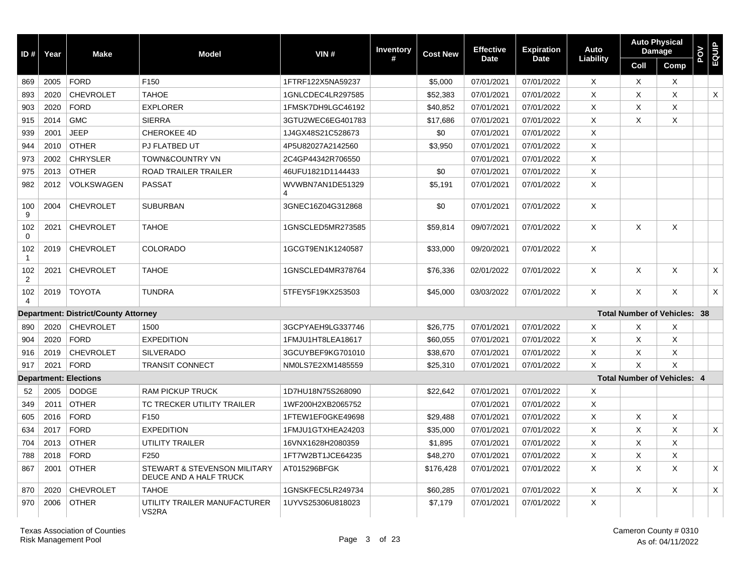| ID # | Year | Make | Model | VIN # | Inventory # | Cost New | Effective Date | Expiration Date | Auto Liability | Auto Physical Damage | | POV | EQUIP |
|---|---|---|---|---|---|---|---|---|---|---|---|---|---|
| | | | | | | | | | | Coll | Comp | | |
| 869 | 2005 | FORD | F150 | 1FTRF122X5NA59237 | | $5,000 | 07/01/2021 | 07/01/2022 | X | X | X | | |
| 893 | 2020 | CHEVROLET | TAHOE | 1GNLCDEC4LR297585 | | $52,383 | 07/01/2021 | 07/01/2022 | X | X | X | | X |
| 903 | 2020 | FORD | EXPLORER | 1FMSK7DH9LGC46192 | | $40,852 | 07/01/2021 | 07/01/2022 | X | X | X | | |
| 915 | 2014 | GMC | SIERRA | 3GTU2WEC6EG401783 | | $17,686 | 07/01/2021 | 07/01/2022 | X | X | X | | |
| 939 | 2001 | JEEP | CHEROKEE 4D | 1J4GX48S21C528673 | | $0 | 07/01/2021 | 07/01/2022 | X | | | | |
| 944 | 2010 | OTHER | PJ FLATBED UT | 4P5U82027A2142560 | | $3,950 | 07/01/2021 | 07/01/2022 | X | | | | |
| 973 | 2002 | CHRYSLER | TOWN&COUNTRY VN | 2C4GP44342R706550 | | | 07/01/2021 | 07/01/2022 | X | | | | |
| 975 | 2013 | OTHER | ROAD TRAILER TRAILER | 46UFU1821D1144433 | | $0 | 07/01/2021 | 07/01/2022 | X | | | | |
| 982 | 2012 | VOLKSWAGEN | PASSAT | WVWBN7AN1DE513294 | | $5,191 | 07/01/2021 | 07/01/2022 | X | | | | |
| 1009 | 2004 | CHEVROLET | SUBURBAN | 3GNEC16Z04G312868 | | $0 | 07/01/2021 | 07/01/2022 | X | | | | |
| 1020 | 2021 | CHEVROLET | TAHOE | 1GNSCLED5MR273585 | | $59,814 | 09/07/2021 | 07/01/2022 | X | X | X | | |
| 1021 | 2019 | CHEVROLET | COLORADO | 1GCGT9EN1K1240587 | | $33,000 | 09/20/2021 | 07/01/2022 | X | | | | |
| 1022 | 2021 | CHEVROLET | TAHOE | 1GNSCLED4MR378764 | | $76,336 | 02/01/2022 | 07/01/2022 | X | X | X | | X |
| 1024 | 2019 | TOYOTA | TUNDRA | 5TFEY5F19KX253503 | | $45,000 | 03/03/2022 | 07/01/2022 | X | X | X | | X |
| **Department: District/County Attorney** | | | | | | | | | | **Total Number of Vehicles: 38** | | | |
| 890 | 2020 | CHEVROLET | 1500 | 3GCPYAEH9LG337746 | | $26,775 | 07/01/2021 | 07/01/2022 | X | X | X | | |
| 904 | 2020 | FORD | EXPEDITION | 1FMJU1HT8LEA18617 | | $60,055 | 07/01/2021 | 07/01/2022 | X | X | X | | |
| 916 | 2019 | CHEVROLET | SILVERADO | 3GCUYBEF9KG701010 | | $38,670 | 07/01/2021 | 07/01/2022 | X | X | X | | |
| 917 | 2021 | FORD | TRANSIT CONNECT | NM0LS7E2XM1485559 | | $25,310 | 07/01/2021 | 07/01/2022 | X | X | X | | |
| **Department: Elections** | | | | | | | | | | **Total Number of Vehicles: 4** | | | |
| 52 | 2005 | DODGE | RAM PICKUP TRUCK | 1D7HU18N75S268090 | | $22,642 | 07/01/2021 | 07/01/2022 | X | | | | |
| 349 | 2011 | OTHER | TC TRECKER UTILITY TRAILER | 1WF200H2XB2065752 | | | 07/01/2021 | 07/01/2022 | X | | | | |
| 605 | 2016 | FORD | F150 | 1FTEW1EF0GKE49698 | | $29,488 | 07/01/2021 | 07/01/2022 | X | X | X | | |
| 634 | 2017 | FORD | EXPEDITION | 1FMJU1GTXHEA24203 | | $35,000 | 07/01/2021 | 07/01/2022 | X | X | X | | X |
| 704 | 2013 | OTHER | UTILITY TRAILER | 16VNX1628H2080359 | | $1,895 | 07/01/2021 | 07/01/2022 | X | X | X | | |
| 788 | 2018 | FORD | F250 | 1FT7W2BT1JCE64235 | | $48,270 | 07/01/2021 | 07/01/2022 | X | X | X | | |
| 867 | 2001 | OTHER | STEWART & STEVENSON MILITARY DEUCE AND A HALF TRUCK | AT015296BFGK | | $176,428 | 07/01/2021 | 07/01/2022 | X | X | X | | X |
| 870 | 2020 | CHEVROLET | TAHOE | 1GNSKFEC5LR249734 | | $60,285 | 07/01/2021 | 07/01/2022 | X | X | X | | X |
| 970 | 2006 | OTHER | UTILITY TRAILER MANUFACTURER VS2RA | 1UYVS25306U818023 | | $7,179 | 07/01/2021 | 07/01/2022 | X | | | | |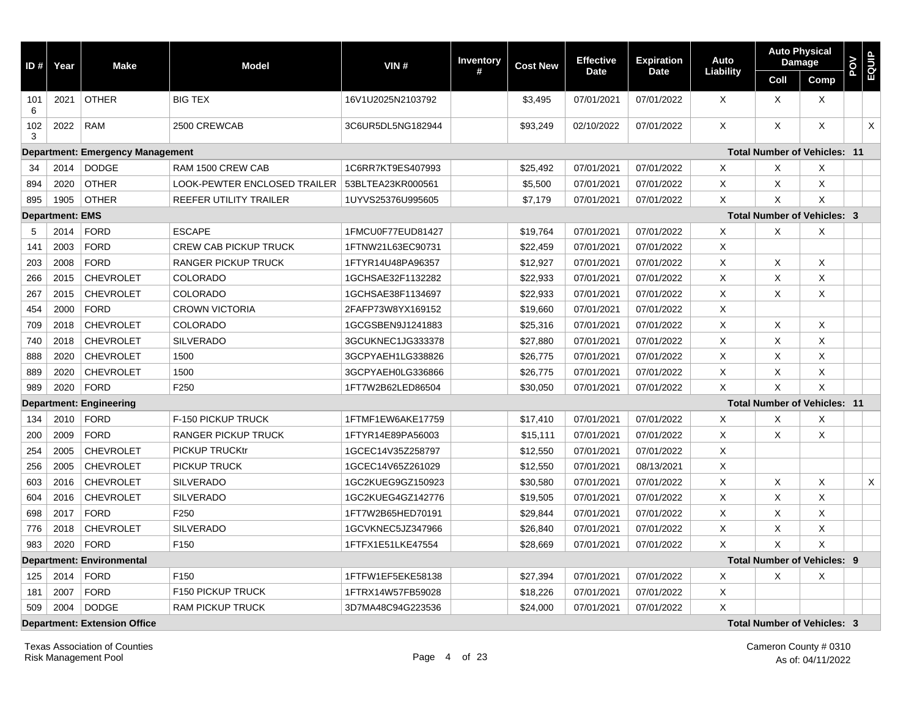| ID # | Year | Make | Model | VIN # | Inventory # | Cost New | Effective Date | Expiration Date | Auto Liability | Auto Physical Damage | | POV | EQUIP |
|---|---|---|---|---|---|---|---|---|---|---|---|---|---|
| | | | | | | | | | | Coll | Comp | | |
| 1016 | 2021 | OTHER | BIG TEX | 16V1U2025N2103792 | | $3,495 | 07/01/2021 | 07/01/2022 | X | X | X | | |
| 1023 | 2022 | RAM | 2500 CREWCAB | 3C6UR5DL5NG182944 | | $93,249 | 02/10/2022 | 07/01/2022 | X | X | X | | X |
| **Department: Emergency Management** | | | | | | | | | | **Total Number of Vehicles: 11** | | | |
| 34 | 2014 | DODGE | RAM 1500 CREW CAB | 1C6RR7KT9ES407993 | | $25,492 | 07/01/2021 | 07/01/2022 | X | X | X | | |
| 894 | 2020 | OTHER | LOOK-PEWTER ENCLOSED TRAILER | 53BLTEA23KR000561 | | $5,500 | 07/01/2021 | 07/01/2022 | X | X | X | | |
| 895 | 1905 | OTHER | REEFER UTILITY TRAILER | 1UYVS25376U995605 | | $7,179 | 07/01/2021 | 07/01/2022 | X | X | X | | |
| **Department: EMS** | | | | | | | | | | **Total Number of Vehicles: 3** | | | |
| 5 | 2014 | FORD | ESCAPE | 1FMCU0F77EUD81427 | | $19,764 | 07/01/2021 | 07/01/2022 | X | X | X | | |
| 141 | 2003 | FORD | CREW CAB PICKUP TRUCK | 1FTNW21L63EC90731 | | $22,459 | 07/01/2021 | 07/01/2022 | X | | | | |
| 203 | 2008 | FORD | RANGER PICKUP TRUCK | 1FTYR14U48PA96357 | | $12,927 | 07/01/2021 | 07/01/2022 | X | X | X | | |
| 266 | 2015 | CHEVROLET | COLORADO | 1GCHSAE32F1132282 | | $22,933 | 07/01/2021 | 07/01/2022 | X | X | X | | |
| 267 | 2015 | CHEVROLET | COLORADO | 1GCHSAE38F1134697 | | $22,933 | 07/01/2021 | 07/01/2022 | X | X | X | | |
| 454 | 2000 | FORD | CROWN VICTORIA | 2FAFP73W8YX169152 | | $19,660 | 07/01/2021 | 07/01/2022 | X | | | | |
| 709 | 2018 | CHEVROLET | COLORADO | 1GCGSBEN9J1241883 | | $25,316 | 07/01/2021 | 07/01/2022 | X | X | X | | |
| 740 | 2018 | CHEVROLET | SILVERADO | 3GCUKNEC1JG333378 | | $27,880 | 07/01/2021 | 07/01/2022 | X | X | X | | |
| 888 | 2020 | CHEVROLET | 1500 | 3GCPYAEH1LG338826 | | $26,775 | 07/01/2021 | 07/01/2022 | X | X | X | | |
| 889 | 2020 | CHEVROLET | 1500 | 3GCPYAEH0LG336866 | | $26,775 | 07/01/2021 | 07/01/2022 | X | X | X | | |
| 989 | 2020 | FORD | F250 | 1FT7W2B62LED86504 | | $30,050 | 07/01/2021 | 07/01/2022 | X | X | X | | |
| **Department: Engineering** | | | | | | | | | | **Total Number of Vehicles: 11** | | | |
| 134 | 2010 | FORD | F-150 PICKUP TRUCK | 1FTMF1EW6AKE17759 | | $17,410 | 07/01/2021 | 07/01/2022 | X | X | X | | |
| 200 | 2009 | FORD | RANGER PICKUP TRUCK | 1FTYR14E89PA56003 | | $15,111 | 07/01/2021 | 07/01/2022 | X | X | X | | |
| 254 | 2005 | CHEVROLET | PICKUP TRUCKtr | 1GCEC14V35Z258797 | | $12,550 | 07/01/2021 | 07/01/2022 | X | | | | |
| 256 | 2005 | CHEVROLET | PICKUP TRUCK | 1GCEC14V65Z261029 | | $12,550 | 07/01/2021 | 08/13/2021 | X | | | | |
| 603 | 2016 | CHEVROLET | SILVERADO | 1GC2KUEG9GZ150923 | | $30,580 | 07/01/2021 | 07/01/2022 | X | X | X | | X |
| 604 | 2016 | CHEVROLET | SILVERADO | 1GC2KUEG4GZ142776 | | $19,505 | 07/01/2021 | 07/01/2022 | X | X | X | | |
| 698 | 2017 | FORD | F250 | 1FT7W2B65HED70191 | | $29,844 | 07/01/2021 | 07/01/2022 | X | X | X | | |
| 776 | 2018 | CHEVROLET | SILVERADO | 1GCVKNEC5JZ347966 | | $26,840 | 07/01/2021 | 07/01/2022 | X | X | X | | |
| 983 | 2020 | FORD | F150 | 1FTFX1E51LKE47554 | | $28,669 | 07/01/2021 | 07/01/2022 | X | X | X | | |
| **Department: Environmental** | | | | | | | | | | **Total Number of Vehicles: 9** | | | |
| 125 | 2014 | FORD | F150 | 1FTFW1EF5EKE58138 | | $27,394 | 07/01/2021 | 07/01/2022 | X | X | X | | |
| 181 | 2007 | FORD | F150 PICKUP TRUCK | 1FTRX14W57FB59028 | | $18,226 | 07/01/2021 | 07/01/2022 | X | | | | |
| 509 | 2004 | DODGE | RAM PICKUP TRUCK | 3D7MA48C94G223536 | | $24,000 | 07/01/2021 | 07/01/2022 | X | | | | |
| **Department: Extension Office** | | | | | | | | | | **Total Number of Vehicles: 3** | | | |

Texas Association of Counties
Risk Management Pool

Cameron County # 0310
As of: 04/11/2022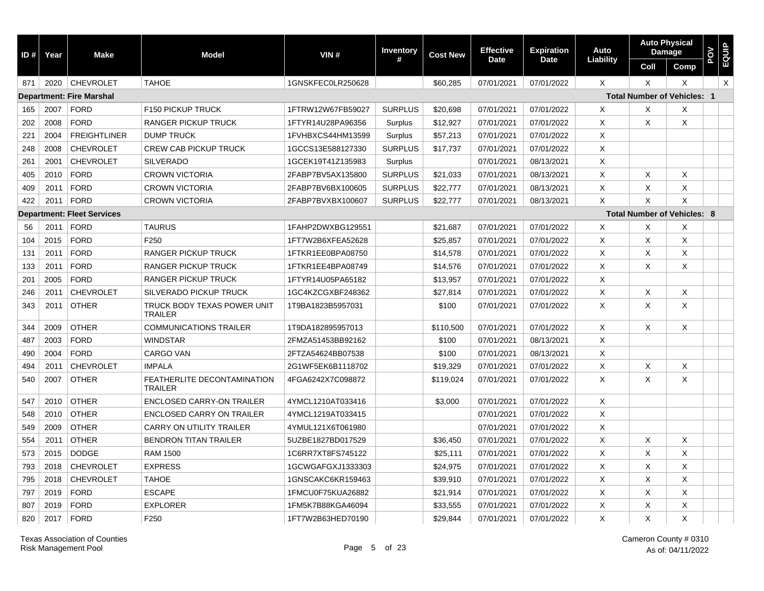| ID # | Year | Make | Model | VIN # | Inventory # | Cost New | Effective Date | Expiration Date | Auto Liability | Auto Physical Damage | | POV | EQUIP |
|---|---|---|---|---|---|---|---|---|---|---|---|---|---|
| | | | | | | | | | | Coll | Comp | | |
| 871 | 2020 | CHEVROLET | TAHOE | 1GNSKFEC0LR250628 | | $60,285 | 07/01/2021 | 07/01/2022 | X | X | X | | X |
| **Department: Fire Marshal** | | | | | | | | | **Total Number of Vehicles: 1** | | | | |
| 165 | 2007 | FORD | F150 PICKUP TRUCK | 1FTRW12W67FB59027 | SURPLUS | $20,698 | 07/01/2021 | 07/01/2022 | X | X | X | | |
| 202 | 2008 | FORD | RANGER PICKUP TRUCK | 1FTYR14U28PA96356 | Surplus | $12,927 | 07/01/2021 | 07/01/2022 | X | X | X | | |
| 221 | 2004 | FREIGHTLINER | DUMP TRUCK | 1FVHBXCS44HM13599 | Surplus | $57,213 | 07/01/2021 | 07/01/2022 | X | | | | |
| 248 | 2008 | CHEVROLET | CREW CAB PICKUP TRUCK | 1GCCS13E588127330 | SURPLUS | $17,737 | 07/01/2021 | 07/01/2022 | X | | | | |
| 261 | 2001 | CHEVROLET | SILVERADO | 1GCEK19T41Z135983 | Surplus | | 07/01/2021 | 08/13/2021 | X | | | | |
| 405 | 2010 | FORD | CROWN VICTORIA | 2FABP7BV5AX135800 | SURPLUS | $21,033 | 07/01/2021 | 08/13/2021 | X | X | X | | |
| 409 | 2011 | FORD | CROWN VICTORIA | 2FABP7BV6BX100605 | SURPLUS | $22,777 | 07/01/2021 | 08/13/2021 | X | X | X | | |
| 422 | 2011 | FORD | CROWN VICTORIA | 2FABP7BVXBX100607 | SURPLUS | $22,777 | 07/01/2021 | 08/13/2021 | X | X | X | | |
| **Department: Fleet Services** | | | | | | | | | **Total Number of Vehicles: 8** | | | | |
| 56 | 2011 | FORD | TAURUS | 1FAHP2DWXBG129551 | | $21,687 | 07/01/2021 | 07/01/2022 | X | X | X | | |
| 104 | 2015 | FORD | F250 | 1FT7W2B6XFEA52628 | | $25,857 | 07/01/2021 | 07/01/2022 | X | X | X | | |
| 131 | 2011 | FORD | RANGER PICKUP TRUCK | 1FTKR1EE0BPA08750 | | $14,578 | 07/01/2021 | 07/01/2022 | X | X | X | | |
| 133 | 2011 | FORD | RANGER PICKUP TRUCK | 1FTKR1EE4BPA08749 | | $14,576 | 07/01/2021 | 07/01/2022 | X | X | X | | |
| 201 | 2005 | FORD | RANGER PICKUP TRUCK | 1FTYR14U05PA65182 | | $13,957 | 07/01/2021 | 07/01/2022 | X | | | | |
| 246 | 2011 | CHEVROLET | SILVERADO PICKUP TRUCK | 1GC4KZCGXBF248362 | | $27,814 | 07/01/2021 | 07/01/2022 | X | X | X | | |
| 343 | 2011 | OTHER | TRUCK BODY TEXAS POWER UNIT TRAILER | 1T9BA1823B5957031 | | $100 | 07/01/2021 | 07/01/2022 | X | X | X | | |
| 344 | 2009 | OTHER | COMMUNICATIONS TRAILER | 1T9DA182895957013 | | $110,500 | 07/01/2021 | 07/01/2022 | X | X | X | | |
| 487 | 2003 | FORD | WINDSTAR | 2FMZA51453BB92162 | | $100 | 07/01/2021 | 08/13/2021 | X | | | | |
| 490 | 2004 | FORD | CARGO VAN | 2FTZA54624BB07538 | | $100 | 07/01/2021 | 08/13/2021 | X | | | | |
| 494 | 2011 | CHEVROLET | IMPALA | 2G1WF5EK6B1118702 | | $19,329 | 07/01/2021 | 07/01/2022 | X | X | X | | |
| 540 | 2007 | OTHER | FEATHERLITE DECONTAMINATION TRAILER | 4FGA6242X7C098872 | | $119,024 | 07/01/2021 | 07/01/2022 | X | X | X | | |
| 547 | 2010 | OTHER | ENCLOSED CARRY-ON TRAILER | 4YMCL1210AT033416 | | $3,000 | 07/01/2021 | 07/01/2022 | X | | | | |
| 548 | 2010 | OTHER | ENCLOSED CARRY ON TRAILER | 4YMCL1219AT033415 | | | 07/01/2021 | 07/01/2022 | X | | | | |
| 549 | 2009 | OTHER | CARRY ON UTILITY TRAILER | 4YMUL121X6T061980 | | | 07/01/2021 | 07/01/2022 | X | | | | |
| 554 | 2011 | OTHER | BENDRON TITAN TRAILER | 5UZBE1827BD017529 | | $36,450 | 07/01/2021 | 07/01/2022 | X | X | X | | |
| 573 | 2015 | DODGE | RAM 1500 | 1C6RR7XT8FS745122 | | $25,111 | 07/01/2021 | 07/01/2022 | X | X | X | | |
| 793 | 2018 | CHEVROLET | EXPRESS | 1GCWGAFGXJ1333303 | | $24,975 | 07/01/2021 | 07/01/2022 | X | X | X | | |
| 795 | 2018 | CHEVROLET | TAHOE | 1GNSCAKC6KR159463 | | $39,910 | 07/01/2021 | 07/01/2022 | X | X | X | | |
| 797 | 2019 | FORD | ESCAPE | 1FMCU0F75KUA26882 | | $21,914 | 07/01/2021 | 07/01/2022 | X | X | X | | |
| 807 | 2019 | FORD | EXPLORER | 1FM5K7B88KGA46094 | | $33,555 | 07/01/2021 | 07/01/2022 | X | X | X | | |
| 820 | 2017 | FORD | F250 | 1FT7W2B63HED70190 | | $29,844 | 07/01/2021 | 07/01/2022 | X | X | X | | |

Texas Association of Counties
Risk Management Pool

Cameron County # 0310
As of: 04/11/2022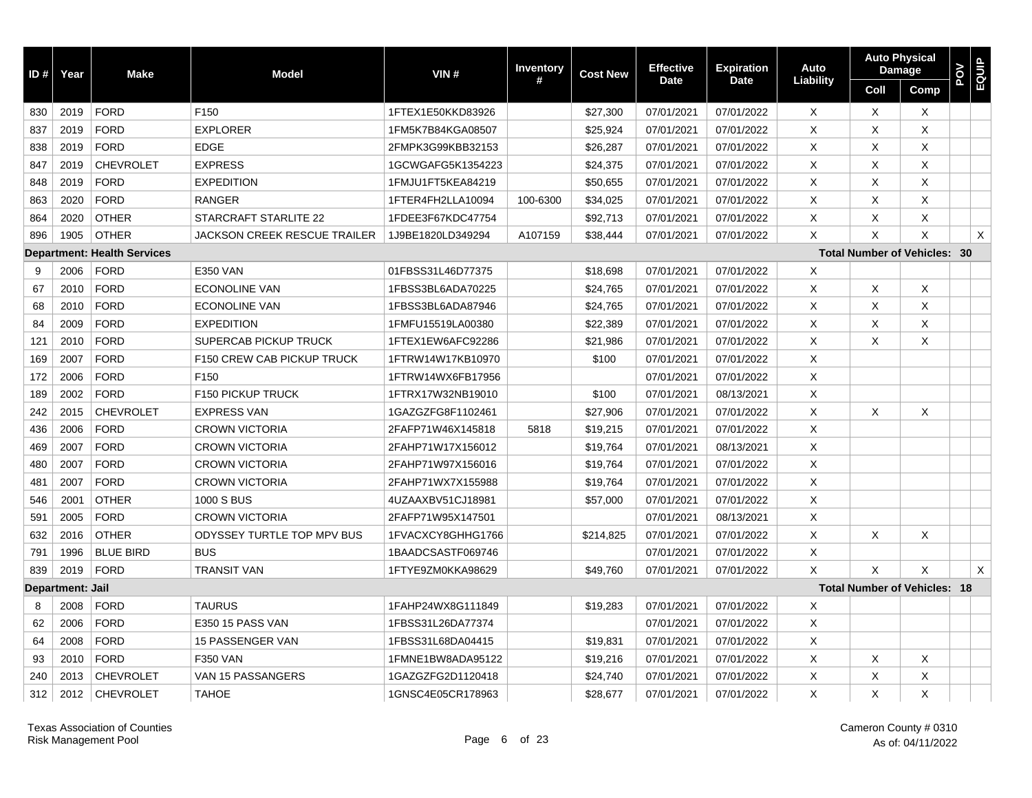| ID # | Year | Make | Model | VIN # | Inventory # | Cost New | Effective Date | Expiration Date | Auto Liability | Auto Physical Damage | | POV | EQUIP |
|---|---|---|---|---|---|---|---|---|---|---|---|---|---|
| | | | | | | | | | | Coll | Comp | | |
| 830 | 2019 | FORD | F150 | 1FTEX1E50KKD83926 | | $27,300 | 07/01/2021 | 07/01/2022 | X | X | X | | |
| 837 | 2019 | FORD | EXPLORER | 1FM5K7B84KGA08507 | | $25,924 | 07/01/2021 | 07/01/2022 | X | X | X | | |
| 838 | 2019 | FORD | EDGE | 2FMPK3G99KBB32153 | | $26,287 | 07/01/2021 | 07/01/2022 | X | X | X | | |
| 847 | 2019 | CHEVROLET | EXPRESS | 1GCWGAFG5K1354223 | | $24,375 | 07/01/2021 | 07/01/2022 | X | X | X | | |
| 848 | 2019 | FORD | EXPEDITION | 1FMJU1FT5KEA84219 | | $50,655 | 07/01/2021 | 07/01/2022 | X | X | X | | |
| 863 | 2020 | FORD | RANGER | 1FTER4FH2LLA10094 | 100-6300 | $34,025 | 07/01/2021 | 07/01/2022 | X | X | X | | |
| 864 | 2020 | OTHER | STARCRAFT STARLITE 22 | 1FDEE3F67KDC47754 | | $92,713 | 07/01/2021 | 07/01/2022 | X | X | X | | |
| 896 | 1905 | OTHER | JACKSON CREEK RESCUE TRAILER | 1J9BE1820LD349294 | A107159 | $38,444 | 07/01/2021 | 07/01/2022 | X | X | X | | X |
| **Department: Health Services** | | | | | | | | | **Total Number of Vehicles: 30** | | | | |
| 9 | 2006 | FORD | E350 VAN | 01FBSS31L46D77375 | | $18,698 | 07/01/2021 | 07/01/2022 | X | | | | |
| 67 | 2010 | FORD | ECONOLINE VAN | 1FBSS3BL6ADA70225 | | $24,765 | 07/01/2021 | 07/01/2022 | X | X | X | | |
| 68 | 2010 | FORD | ECONOLINE VAN | 1FBSS3BL6ADA87946 | | $24,765 | 07/01/2021 | 07/01/2022 | X | X | X | | |
| 84 | 2009 | FORD | EXPEDITION | 1FMFU15519LA00380 | | $22,389 | 07/01/2021 | 07/01/2022 | X | X | X | | |
| 121 | 2010 | FORD | SUPERCAB PICKUP TRUCK | 1FTEX1EW6AFC92286 | | $21,986 | 07/01/2021 | 07/01/2022 | X | X | X | | |
| 169 | 2007 | FORD | F150 CREW CAB PICKUP TRUCK | 1FTRW14W17KB10970 | | $100 | 07/01/2021 | 07/01/2022 | X | | | | |
| 172 | 2006 | FORD | F150 | 1FTRW14WX6FB17956 | | | 07/01/2021 | 07/01/2022 | X | | | | |
| 189 | 2002 | FORD | F150 PICKUP TRUCK | 1FTRX17W32NB19010 | | $100 | 07/01/2021 | 08/13/2021 | X | | | | |
| 242 | 2015 | CHEVROLET | EXPRESS VAN | 1GAZGZFG8F1102461 | | $27,906 | 07/01/2021 | 07/01/2022 | X | X | X | | |
| 436 | 2006 | FORD | CROWN VICTORIA | 2FAFP71W46X145818 | 5818 | $19,215 | 07/01/2021 | 07/01/2022 | X | | | | |
| 469 | 2007 | FORD | CROWN VICTORIA | 2FAHP71W17X156012 | | $19,764 | 07/01/2021 | 08/13/2021 | X | | | | |
| 480 | 2007 | FORD | CROWN VICTORIA | 2FAHP71W97X156016 | | $19,764 | 07/01/2021 | 07/01/2022 | X | | | | |
| 481 | 2007 | FORD | CROWN VICTORIA | 2FAHP71WX7X155988 | | $19,764 | 07/01/2021 | 07/01/2022 | X | | | | |
| 546 | 2001 | OTHER | 1000 S BUS | 4UZAAXBV51CJ18981 | | $57,000 | 07/01/2021 | 07/01/2022 | X | | | | |
| 591 | 2005 | FORD | CROWN VICTORIA | 2FAFP71W95X147501 | | | 07/01/2021 | 08/13/2021 | X | | | | |
| 632 | 2016 | OTHER | ODYSSEY TURTLE TOP MPV BUS | 1FVACXCY8GHHG1766 | | $214,825 | 07/01/2021 | 07/01/2022 | X | X | X | | |
| 791 | 1996 | BLUE BIRD | BUS | 1BAADCSASTF069746 | | | 07/01/2021 | 07/01/2022 | X | | | | |
| 839 | 2019 | FORD | TRANSIT VAN | 1FTYE9ZM0KKA98629 | | $49,760 | 07/01/2021 | 07/01/2022 | X | X | X | | X |
| **Department: Jail** | | | | | | | | | **Total Number of Vehicles: 18** | | | | |
| 8 | 2008 | FORD | TAURUS | 1FAHP24WX8G111849 | | $19,283 | 07/01/2021 | 07/01/2022 | X | | | | |
| 62 | 2006 | FORD | E350 15 PASS VAN | 1FBSS31L26DA77374 | | | 07/01/2021 | 07/01/2022 | X | | | | |
| 64 | 2008 | FORD | 15 PASSENGER VAN | 1FBSS31L68DA04415 | | $19,831 | 07/01/2021 | 07/01/2022 | X | | | | |
| 93 | 2010 | FORD | F350 VAN | 1FMNE1BW8ADA95122 | | $19,216 | 07/01/2021 | 07/01/2022 | X | X | X | | |
| 240 | 2013 | CHEVROLET | VAN 15 PASSANGERS | 1GAZGZFG2D1120418 | | $24,740 | 07/01/2021 | 07/01/2022 | X | X | X | | |
| 312 | 2012 | CHEVROLET | TAHOE | 1GNSC4E05CR178963 | | $28,677 | 07/01/2021 | 07/01/2022 | X | X | X | | |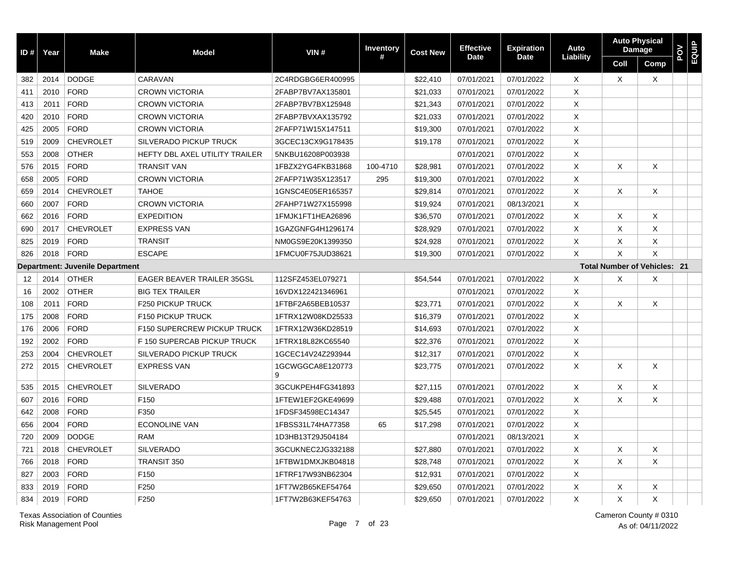| ID # | Year | Make | Model | VIN # | Inventory # | Cost New | Effective Date | Expiration Date | Auto Liability | Auto Physical Damage | | POV | EQUIP |
|---|---|---|---|---|---|---|---|---|---|---|---|---|---|
| | | | | | | | | | | Coll | Comp | | |
| 382 | 2014 | DODGE | CARAVAN | 2C4RDGBG6ER400995 | | $22,410 | 07/01/2021 | 07/01/2022 | X | X | X | | |
| 411 | 2010 | FORD | CROWN VICTORIA | 2FABP7BV7AX135801 | | $21,033 | 07/01/2021 | 07/01/2022 | X | | | | |
| 413 | 2011 | FORD | CROWN VICTORIA | 2FABP7BV7BX125948 | | $21,343 | 07/01/2021 | 07/01/2022 | X | | | | |
| 420 | 2010 | FORD | CROWN VICTORIA | 2FABP7BVXAX135792 | | $21,033 | 07/01/2021 | 07/01/2022 | X | | | | |
| 425 | 2005 | FORD | CROWN VICTORIA | 2FAFP71W15X147511 | | $19,300 | 07/01/2021 | 07/01/2022 | X | | | | |
| 519 | 2009 | CHEVROLET | SILVERADO PICKUP TRUCK | 3GCEC13CX9G178435 | | $19,178 | 07/01/2021 | 07/01/2022 | X | | | | |
| 553 | 2008 | OTHER | HEFTY DBL AXEL UTILITY TRAILER | 5NKBU16208P003938 | | | 07/01/2021 | 07/01/2022 | X | | | | |
| 576 | 2015 | FORD | TRANSIT VAN | 1FBZX2YG4FKB31868 | 100-4710 | $28,981 | 07/01/2021 | 07/01/2022 | X | X | X | | |
| 658 | 2005 | FORD | CROWN VICTORIA | 2FAFP71W35X123517 | 295 | $19,300 | 07/01/2021 | 07/01/2022 | X | | | | |
| 659 | 2014 | CHEVROLET | TAHOE | 1GNSC4E05ER165357 | | $29,814 | 07/01/2021 | 07/01/2022 | X | X | X | | |
| 660 | 2007 | FORD | CROWN VICTORIA | 2FAHP71W27X155998 | | $19,924 | 07/01/2021 | 08/13/2021 | X | | | | |
| 662 | 2016 | FORD | EXPEDITION | 1FMJK1FT1HEA26896 | | $36,570 | 07/01/2021 | 07/01/2022 | X | X | X | | |
| 690 | 2017 | CHEVROLET | EXPRESS VAN | 1GAZGNFG4H1296174 | | $28,929 | 07/01/2021 | 07/01/2022 | X | X | X | | |
| 825 | 2019 | FORD | TRANSIT | NM0GS9E20K1399350 | | $24,928 | 07/01/2021 | 07/01/2022 | X | X | X | | |
| 826 | 2018 | FORD | ESCAPE | 1FMCU0F75JUD38621 | | $19,300 | 07/01/2021 | 07/01/2022 | X | X | X | | |
| **Department: Juvenile Department** | | | | | | | | | | **Total Number of Vehicles: 21** | | | |
| 12 | 2014 | OTHER | EAGER BEAVER TRAILER 35GSL | 112SFZ453EL079271 | | $54,544 | 07/01/2021 | 07/01/2022 | X | X | X | | |
| 16 | 2002 | OTHER | BIG TEX TRAILER | 16VDX122421346961 | | | 07/01/2021 | 07/01/2022 | X | | | | |
| 108 | 2011 | FORD | F250 PICKUP TRUCK | 1FTBF2A65BEB10537 | | $23,771 | 07/01/2021 | 07/01/2022 | X | X | X | | |
| 175 | 2008 | FORD | F150 PICKUP TRUCK | 1FTRX12W08KD25533 | | $16,379 | 07/01/2021 | 07/01/2022 | X | | | | |
| 176 | 2006 | FORD | F150 SUPERCREW PICKUP TRUCK | 1FTRX12W36KD28519 | | $14,693 | 07/01/2021 | 07/01/2022 | X | | | | |
| 192 | 2002 | FORD | F 150 SUPERCAB PICKUP TRUCK | 1FTRX18L82KC65540 | | $22,376 | 07/01/2021 | 07/01/2022 | X | | | | |
| 253 | 2004 | CHEVROLET | SILVERADO PICKUP TRUCK | 1GCEC14V24Z293944 | | $12,317 | 07/01/2021 | 07/01/2022 | X | | | | |
| 272 | 2015 | CHEVROLET | EXPRESS VAN | 1GCWGGCA8E1207739 | | $23,775 | 07/01/2021 | 07/01/2022 | X | X | X | | |
| 535 | 2015 | CHEVROLET | SILVERADO | 3GCUKPEH4FG341893 | | $27,115 | 07/01/2021 | 07/01/2022 | X | X | X | | |
| 607 | 2016 | FORD | F150 | 1FTEW1EF2GKE49699 | | $29,488 | 07/01/2021 | 07/01/2022 | X | X | X | | |
| 642 | 2008 | FORD | F350 | 1FDSF34598EC14347 | | $25,545 | 07/01/2021 | 07/01/2022 | X | | | | |
| 656 | 2004 | FORD | ECONOLINE VAN | 1FBSS31L74HA77358 | 65 | $17,298 | 07/01/2021 | 07/01/2022 | X | | | | |
| 720 | 2009 | DODGE | RAM | 1D3HB13T29J504184 | | | 07/01/2021 | 08/13/2021 | X | | | | |
| 721 | 2018 | CHEVROLET | SILVERADO | 3GCUKNEC2JG332188 | | $27,880 | 07/01/2021 | 07/01/2022 | X | X | X | | |
| 766 | 2018 | FORD | TRANSIT 350 | 1FTBW1DMXJKB04818 | | $28,748 | 07/01/2021 | 07/01/2022 | X | X | X | | |
| 827 | 2003 | FORD | F150 | 1FTRF17W93NB62304 | | $12,931 | 07/01/2021 | 07/01/2022 | X | | | | |
| 833 | 2019 | FORD | F250 | 1FT7W2B65KEF54764 | | $29,650 | 07/01/2021 | 07/01/2022 | X | X | X | | |
| 834 | 2019 | FORD | F250 | 1FT7W2B63KEF54763 | | $29,650 | 07/01/2021 | 07/01/2022 | X | X | X | | |

Texas Association of Counties
Risk Management Pool

Cameron County # 0310
As of: 04/11/2022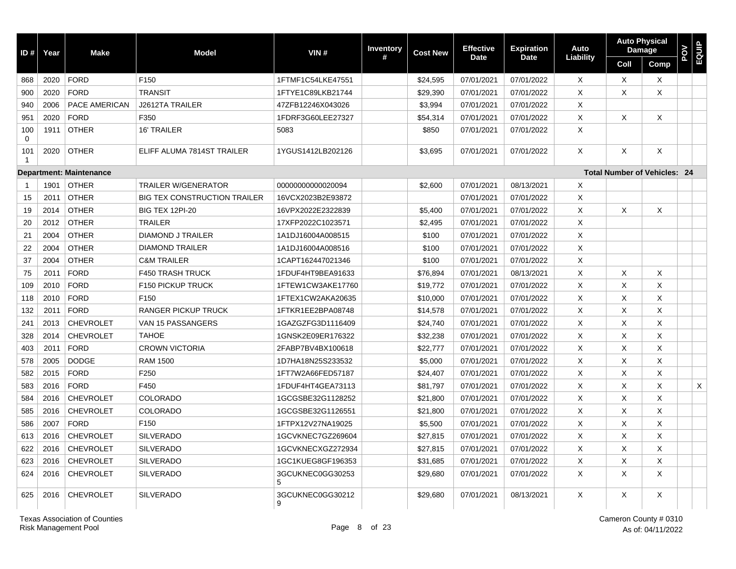| ID # | Year | Make | Model | VIN # | Inventory # | Cost New | Effective Date | Expiration Date | Auto Liability | Auto Physical Damage | | POV | EQUIP |
|---|---|---|---|---|---|---|---|---|---|---|---|---|---|
| | | | | | | | | | | Coll | Comp | | |
| 868 | 2020 | FORD | F150 | 1FTMF1C54LKE47551 | | $24,595 | 07/01/2021 | 07/01/2022 | X | X | X | | |
| 900 | 2020 | FORD | TRANSIT | 1FTYE1C89LKB21744 | | $29,390 | 07/01/2021 | 07/01/2022 | X | X | X | | |
| 940 | 2006 | PACE AMERICAN | J2612TA TRAILER | 47ZFB12246X043026 | | $3,994 | 07/01/2021 | 07/01/2022 | X | | | | |
| 951 | 2020 | FORD | F350 | 1FDRF3G60LEE27327 | | $54,314 | 07/01/2021 | 07/01/2022 | X | X | X | | |
| 1000 | 1911 | OTHER | 16' TRAILER | 5083 | | $850 | 07/01/2021 | 07/01/2022 | X | | | | |
| 1011 | 2020 | OTHER | ELIFF ALUMA 7814ST TRAILER | 1YGUS1412LB202126 | | $3,695 | 07/01/2021 | 07/01/2022 | X | X | X | | |
| **Department: Maintenance** | | | | | | | | | | **Total Number of Vehicles: 24** | | | |
| 1 | 1901 | OTHER | TRAILER W/GENERATOR | 00000000000020094 | | $2,600 | 07/01/2021 | 08/13/2021 | X | | | | |
| 15 | 2011 | OTHER | BIG TEX CONSTRUCTION TRAILER | 16VCX2023B2E93872 | | | 07/01/2021 | 07/01/2022 | X | | | | |
| 19 | 2014 | OTHER | BIG TEX 12PI-20 | 16VPX2022E2322839 | | $5,400 | 07/01/2021 | 07/01/2022 | X | X | X | | |
| 20 | 2012 | OTHER | TRAILER | 17XFP2022C1023571 | | $2,495 | 07/01/2021 | 07/01/2022 | X | | | | |
| 21 | 2004 | OTHER | DIAMOND J TRAILER | 1A1DJ16004A008515 | | $100 | 07/01/2021 | 07/01/2022 | X | | | | |
| 22 | 2004 | OTHER | DIAMOND TRAILER | 1A1DJ16004A008516 | | $100 | 07/01/2021 | 07/01/2022 | X | | | | |
| 37 | 2004 | OTHER | C&M TRAILER | 1CAPT162447021346 | | $100 | 07/01/2021 | 07/01/2022 | X | | | | |
| 75 | 2011 | FORD | F450 TRASH TRUCK | 1FDUF4HT9BEA91633 | | $76,894 | 07/01/2021 | 08/13/2021 | X | X | X | | |
| 109 | 2010 | FORD | F150 PICKUP TRUCK | 1FTEW1CW3AKE17760 | | $19,772 | 07/01/2021 | 07/01/2022 | X | X | X | | |
| 118 | 2010 | FORD | F150 | 1FTEX1CW2AKA20635 | | $10,000 | 07/01/2021 | 07/01/2022 | X | X | X | | |
| 132 | 2011 | FORD | RANGER PICKUP TRUCK | 1FTKR1EE2BPA08748 | | $14,578 | 07/01/2021 | 07/01/2022 | X | X | X | | |
| 241 | 2013 | CHEVROLET | VAN 15 PASSANGERS | 1GAZGZFG3D1116409 | | $24,740 | 07/01/2021 | 07/01/2022 | X | X | X | | |
| 328 | 2014 | CHEVROLET | TAHOE | 1GNSK2E09ER176322 | | $32,238 | 07/01/2021 | 07/01/2022 | X | X | X | | |
| 403 | 2011 | FORD | CROWN VICTORIA | 2FABP7BV4BX100618 | | $22,777 | 07/01/2021 | 07/01/2022 | X | X | X | | |
| 578 | 2005 | DODGE | RAM 1500 | 1D7HA18N25S233532 | | $5,000 | 07/01/2021 | 07/01/2022 | X | X | X | | |
| 582 | 2015 | FORD | F250 | 1FT7W2A66FED57187 | | $24,407 | 07/01/2021 | 07/01/2022 | X | X | X | | |
| 583 | 2016 | FORD | F450 | 1FDUF4HT4GEA73113 | | $81,797 | 07/01/2021 | 07/01/2022 | X | X | X | | X |
| 584 | 2016 | CHEVROLET | COLORADO | 1GCGSBE32G1128252 | | $21,800 | 07/01/2021 | 07/01/2022 | X | X | X | | |
| 585 | 2016 | CHEVROLET | COLORADO | 1GCGSBE32G1126551 | | $21,800 | 07/01/2021 | 07/01/2022 | X | X | X | | |
| 586 | 2007 | FORD | F150 | 1FTPX12V27NA19025 | | $5,500 | 07/01/2021 | 07/01/2022 | X | X | X | | |
| 613 | 2016 | CHEVROLET | SILVERADO | 1GCVKNEC7GZ269604 | | $27,815 | 07/01/2021 | 07/01/2022 | X | X | X | | |
| 622 | 2016 | CHEVROLET | SILVERADO | 1GCVKNECXGZ272934 | | $27,815 | 07/01/2021 | 07/01/2022 | X | X | X | | |
| 623 | 2016 | CHEVROLET | SILVERADO | 1GC1KUEG8GF196353 | | $31,685 | 07/01/2021 | 07/01/2022 | X | X | X | | |
| 624 | 2016 | CHEVROLET | SILVERADO | 3GCUKNEC0GG302535 | | $29,680 | 07/01/2021 | 07/01/2022 | X | X | X | | |
| 625 | 2016 | CHEVROLET | SILVERADO | 3GCUKNEC0GG302129 | | $29,680 | 07/01/2021 | 08/13/2021 | X | X | X | | |

Texas Association of Counties
Risk Management Pool

Cameron County # 0310
As of: 04/11/2022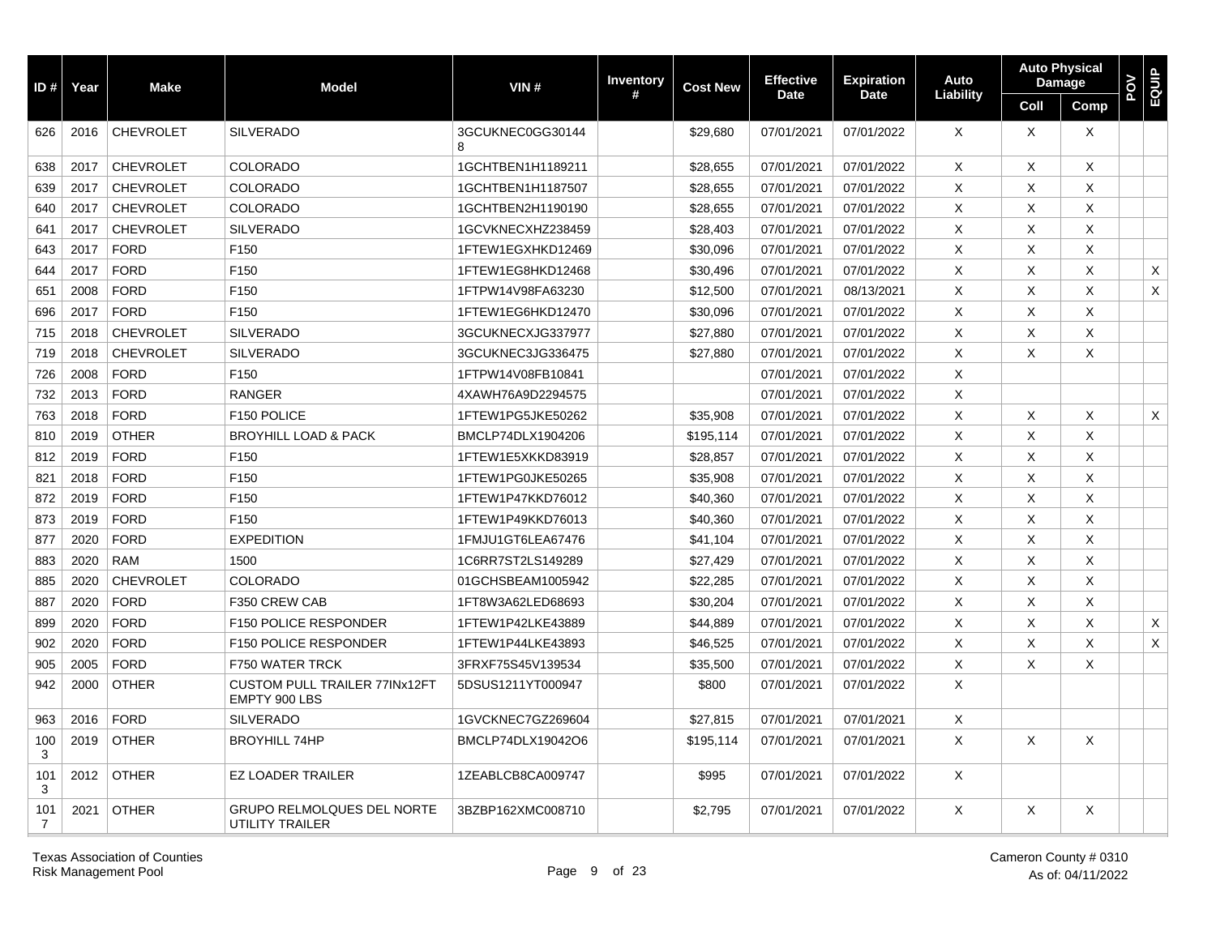| ID # | Year | Make | Model | VIN # | Inventory # | Cost New | Effective Date | Expiration Date | Auto Liability | Auto Physical Damage | | POV | EQUIP |
|---|---|---|---|---|---|---|---|---|---|---|---|---|---|
| | | | | | | | | | | Coll | Comp | | |
| 626 | 2016 | CHEVROLET | SILVERADO | 3GCUKNEC0GG301448 | | $29,680 | 07/01/2021 | 07/01/2022 | X | X | X | | |
| 638 | 2017 | CHEVROLET | COLORADO | 1GCHTBEN1H1189211 | | $28,655 | 07/01/2021 | 07/01/2022 | X | X | X | | |
| 639 | 2017 | CHEVROLET | COLORADO | 1GCHTBEN1H1187507 | | $28,655 | 07/01/2021 | 07/01/2022 | X | X | X | | |
| 640 | 2017 | CHEVROLET | COLORADO | 1GCHTBEN2H1190190 | | $28,655 | 07/01/2021 | 07/01/2022 | X | X | X | | |
| 641 | 2017 | CHEVROLET | SILVERADO | 1GCVKNECXHZ238459 | | $28,403 | 07/01/2021 | 07/01/2022 | X | X | X | | |
| 643 | 2017 | FORD | F150 | 1FTEW1EGXHKD12469 | | $30,096 | 07/01/2021 | 07/01/2022 | X | X | X | | |
| 644 | 2017 | FORD | F150 | 1FTEW1EG8HKD12468 | | $30,496 | 07/01/2021 | 07/01/2022 | X | X | X | | X |
| 651 | 2008 | FORD | F150 | 1FTPW14V98FA63230 | | $12,500 | 07/01/2021 | 08/13/2021 | X | X | X | | X |
| 696 | 2017 | FORD | F150 | 1FTEW1EG6HKD12470 | | $30,096 | 07/01/2021 | 07/01/2022 | X | X | X | | |
| 715 | 2018 | CHEVROLET | SILVERADO | 3GCUKNECXJG337977 | | $27,880 | 07/01/2021 | 07/01/2022 | X | X | X | | |
| 719 | 2018 | CHEVROLET | SILVERADO | 3GCUKNEC3JG336475 | | $27,880 | 07/01/2021 | 07/01/2022 | X | X | X | | |
| 726 | 2008 | FORD | F150 | 1FTPW14V08FB10841 | | | 07/01/2021 | 07/01/2022 | X | | | | |
| 732 | 2013 | FORD | RANGER | 4XAWH76A9D2294575 | | | 07/01/2021 | 07/01/2022 | X | | | | |
| 763 | 2018 | FORD | F150 POLICE | 1FTEW1PG5JKE50262 | | $35,908 | 07/01/2021 | 07/01/2022 | X | X | X | | X |
| 810 | 2019 | OTHER | BROYHILL LOAD & PACK | BMCLP74DLX1904206 | | $195,114 | 07/01/2021 | 07/01/2022 | X | X | X | | |
| 812 | 2019 | FORD | F150 | 1FTEW1E5XKKD83919 | | $28,857 | 07/01/2021 | 07/01/2022 | X | X | X | | |
| 821 | 2018 | FORD | F150 | 1FTEW1PG0JKE50265 | | $35,908 | 07/01/2021 | 07/01/2022 | X | X | X | | |
| 872 | 2019 | FORD | F150 | 1FTEW1P47KKD76012 | | $40,360 | 07/01/2021 | 07/01/2022 | X | X | X | | |
| 873 | 2019 | FORD | F150 | 1FTEW1P49KKD76013 | | $40,360 | 07/01/2021 | 07/01/2022 | X | X | X | | |
| 877 | 2020 | FORD | EXPEDITION | 1FMJU1GT6LEA67476 | | $41,104 | 07/01/2021 | 07/01/2022 | X | X | X | | |
| 883 | 2020 | RAM | 1500 | 1C6RR7ST2LS149289 | | $27,429 | 07/01/2021 | 07/01/2022 | X | X | X | | |
| 885 | 2020 | CHEVROLET | COLORADO | 01GCHSBEAM1005942 | | $22,285 | 07/01/2021 | 07/01/2022 | X | X | X | | |
| 887 | 2020 | FORD | F350 CREW CAB | 1FT8W3A62LED68693 | | $30,204 | 07/01/2021 | 07/01/2022 | X | X | X | | |
| 899 | 2020 | FORD | F150 POLICE RESPONDER | 1FTEW1P42LKE43889 | | $44,889 | 07/01/2021 | 07/01/2022 | X | X | X | | X |
| 902 | 2020 | FORD | F150 POLICE RESPONDER | 1FTEW1P44LKE43893 | | $46,525 | 07/01/2021 | 07/01/2022 | X | X | X | | X |
| 905 | 2005 | FORD | F750 WATER TRCK | 3FRXF75S45V139534 | | $35,500 | 07/01/2021 | 07/01/2022 | X | X | X | | |
| 942 | 2000 | OTHER | CUSTOM PULL TRAILER 77INx12FT EMPTY 900 LBS | 5DSUS1211YT000947 | | $800 | 07/01/2021 | 07/01/2022 | X | | | | |
| 963 | 2016 | FORD | SILVERADO | 1GVCKNEC7GZ269604 | | $27,815 | 07/01/2021 | 07/01/2021 | X | | | | |
| 1003 | 2019 | OTHER | BROYHILL 74HP | BMCLP74DLX19042O6 | | $195,114 | 07/01/2021 | 07/01/2021 | X | X | X | | |
| 1013 | 2012 | OTHER | EZ LOADER TRAILER | 1ZEABLCB8CA009747 | | $995 | 07/01/2021 | 07/01/2022 | X | | | | |
| 1017 | 2021 | OTHER | GRUPO RELMOLQUES DEL NORTE UTILITY TRAILER | 3BZBP162XMC008710 | | $2,795 | 07/01/2021 | 07/01/2022 | X | X | X | | |

Texas Association of Counties
Risk Management Pool

Cameron County # 0310
As of: 04/11/2022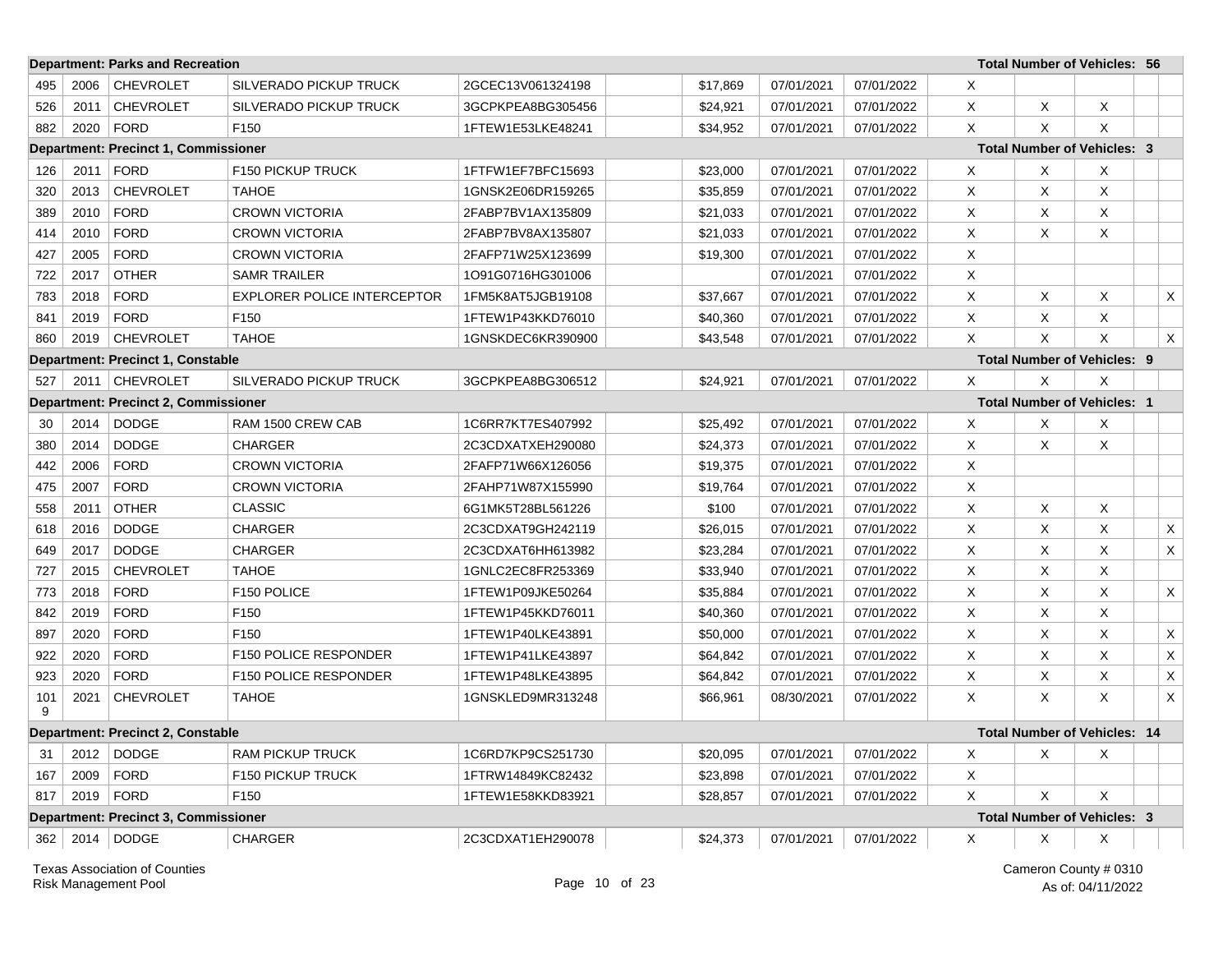| | | | | | | | | | | | | |
|---|---|---|---|---|---|---|---|---|---|---|---|---|
| **Department: Parks and Recreation** | | | | | | | | **Total Number of Vehicles: 56** | | | | |
| 495 | 2006 | CHEVROLET | SILVERADO PICKUP TRUCK | 2GCEC13V061324198 | | $17,869 | 07/01/2021 | 07/01/2022 | X | | | |
| 526 | 2011 | CHEVROLET | SILVERADO PICKUP TRUCK | 3GCPKPEA8BG305456 | | $24,921 | 07/01/2021 | 07/01/2022 | X | X | X | |
| 882 | 2020 | FORD | F150 | 1FTEW1E53LKE48241 | | $34,952 | 07/01/2021 | 07/01/2022 | X | X | X | |
| **Department: Precinct 1, Commissioner** | | | | | | | | **Total Number of Vehicles: 3** | | | | |
| 126 | 2011 | FORD | F150 PICKUP TRUCK | 1FTFW1EF7BFC15693 | | $23,000 | 07/01/2021 | 07/01/2022 | X | X | X | |
| 320 | 2013 | CHEVROLET | TAHOE | 1GNSK2E06DR159265 | | $35,859 | 07/01/2021 | 07/01/2022 | X | X | X | |
| 389 | 2010 | FORD | CROWN VICTORIA | 2FABP7BV1AX135809 | | $21,033 | 07/01/2021 | 07/01/2022 | X | X | X | |
| 414 | 2010 | FORD | CROWN VICTORIA | 2FABP7BV8AX135807 | | $21,033 | 07/01/2021 | 07/01/2022 | X | X | X | |
| 427 | 2005 | FORD | CROWN VICTORIA | 2FAFP71W25X123699 | | $19,300 | 07/01/2021 | 07/01/2022 | X | | | |
| 722 | 2017 | OTHER | SAMR TRAILER | 1O91G0716HG301006 | | | 07/01/2021 | 07/01/2022 | X | | | |
| 783 | 2018 | FORD | EXPLORER POLICE INTERCEPTOR | 1FM5K8AT5JGB19108 | | $37,667 | 07/01/2021 | 07/01/2022 | X | X | X | X |
| 841 | 2019 | FORD | F150 | 1FTEW1P43KKD76010 | | $40,360 | 07/01/2021 | 07/01/2022 | X | X | X | |
| 860 | 2019 | CHEVROLET | TAHOE | 1GNSKDEC6KR390900 | | $43,548 | 07/01/2021 | 07/01/2022 | X | X | X | X |
| **Department: Precinct 1, Constable** | | | | | | | | **Total Number of Vehicles: 9** | | | | |
| 527 | 2011 | CHEVROLET | SILVERADO PICKUP TRUCK | 3GCPKPEA8BG306512 | | $24,921 | 07/01/2021 | 07/01/2022 | X | X | X | |
| **Department: Precinct 2, Commissioner** | | | | | | | | **Total Number of Vehicles: 1** | | | | |
| 30 | 2014 | DODGE | RAM 1500 CREW CAB | 1C6RR7KT7ES407992 | | $25,492 | 07/01/2021 | 07/01/2022 | X | X | X | |
| 380 | 2014 | DODGE | CHARGER | 2C3CDXATXEH290080 | | $24,373 | 07/01/2021 | 07/01/2022 | X | X | X | |
| 442 | 2006 | FORD | CROWN VICTORIA | 2FAFP71W66X126056 | | $19,375 | 07/01/2021 | 07/01/2022 | X | | | |
| 475 | 2007 | FORD | CROWN VICTORIA | 2FAHP71W87X155990 | | $19,764 | 07/01/2021 | 07/01/2022 | X | | | |
| 558 | 2011 | OTHER | CLASSIC | 6G1MK5T28BL561226 | | $100 | 07/01/2021 | 07/01/2022 | X | X | X | |
| 618 | 2016 | DODGE | CHARGER | 2C3CDXAT9GH242119 | | $26,015 | 07/01/2021 | 07/01/2022 | X | X | X | X |
| 649 | 2017 | DODGE | CHARGER | 2C3CDXAT6HH613982 | | $23,284 | 07/01/2021 | 07/01/2022 | X | X | X | X |
| 727 | 2015 | CHEVROLET | TAHOE | 1GNLC2EC8FR253369 | | $33,940 | 07/01/2021 | 07/01/2022 | X | X | X | |
| 773 | 2018 | FORD | F150 POLICE | 1FTEW1P09JKE50264 | | $35,884 | 07/01/2021 | 07/01/2022 | X | X | X | X |
| 842 | 2019 | FORD | F150 | 1FTEW1P45KKD76011 | | $40,360 | 07/01/2021 | 07/01/2022 | X | X | X | |
| 897 | 2020 | FORD | F150 | 1FTEW1P40LKE43891 | | $50,000 | 07/01/2021 | 07/01/2022 | X | X | X | X |
| 922 | 2020 | FORD | F150 POLICE RESPONDER | 1FTEW1P41LKE43897 | | $64,842 | 07/01/2021 | 07/01/2022 | X | X | X | X |
| 923 | 2020 | FORD | F150 POLICE RESPONDER | 1FTEW1P48LKE43895 | | $64,842 | 07/01/2021 | 07/01/2022 | X | X | X | X |
| 1019 | 2021 | CHEVROLET | TAHOE | 1GNSKLED9MR313248 | | $66,961 | 08/30/2021 | 07/01/2022 | X | X | X | X |
| **Department: Precinct 2, Constable** | | | | | | | | **Total Number of Vehicles: 14** | | | | |
| 31 | 2012 | DODGE | RAM PICKUP TRUCK | 1C6RD7KP9CS251730 | | $20,095 | 07/01/2021 | 07/01/2022 | X | X | X | |
| 167 | 2009 | FORD | F150 PICKUP TRUCK | 1FTRW14849KC82432 | | $23,898 | 07/01/2021 | 07/01/2022 | X | | | |
| 817 | 2019 | FORD | F150 | 1FTEW1E58KKD83921 | | $28,857 | 07/01/2021 | 07/01/2022 | X | X | X | |
| **Department: Precinct 3, Commissioner** | | | | | | | | **Total Number of Vehicles: 3** | | | | |
| 362 | 2014 | DODGE | CHARGER | 2C3CDXAT1EH290078 | | $24,373 | 07/01/2021 | 07/01/2022 | X | X | X | |

Texas Association of Counties
Risk Management Pool

Cameron County # 0310
As of: 04/11/2022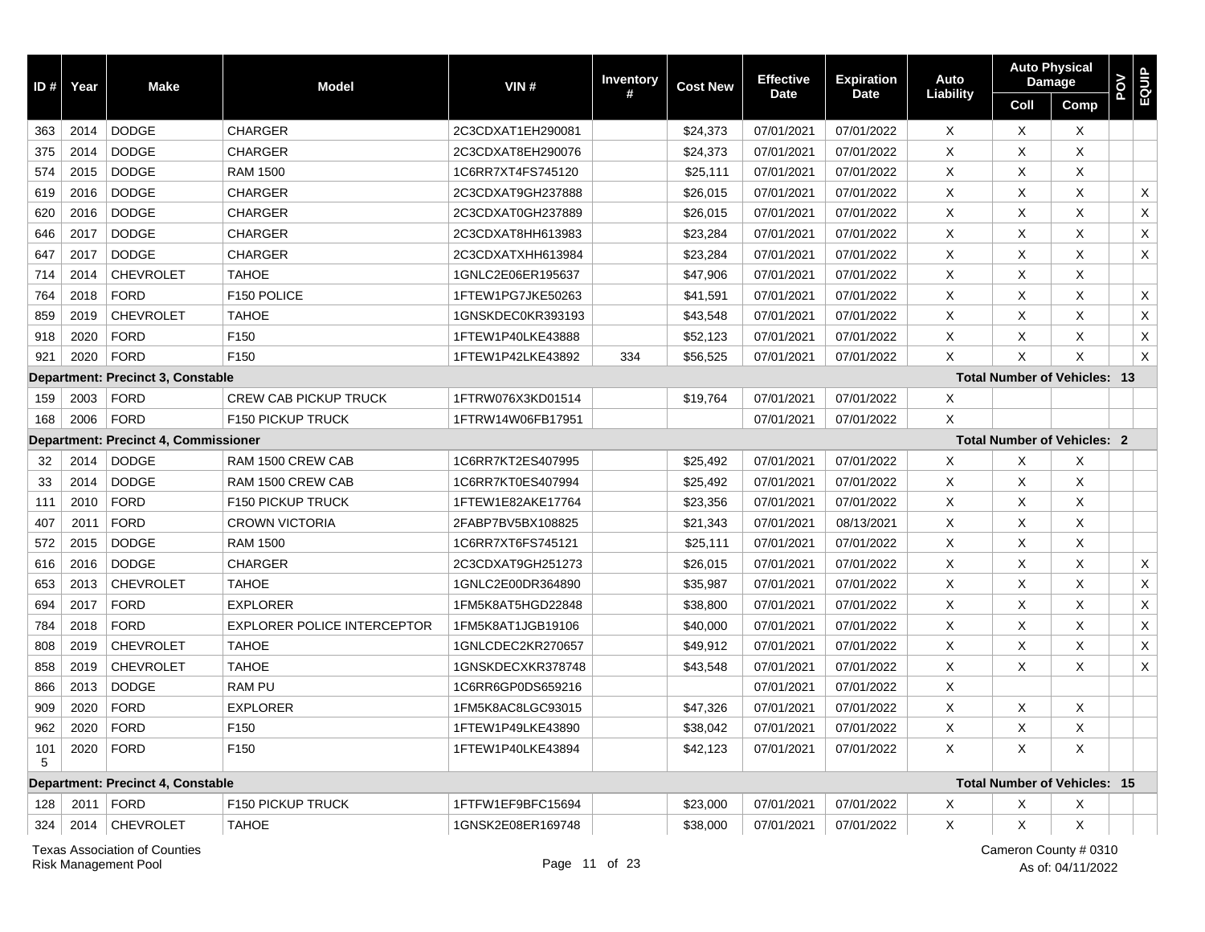| ID # | Year | Make | Model | VIN # | Inventory # | Cost New | Effective Date | Expiration Date | Auto Liability | Auto Physical Damage | | POV | EQUIP |
|---|---|---|---|---|---|---|---|---|---|---|---|---|---|
| | | | | | | | | | | Coll | Comp | | |
| 363 | 2014 | DODGE | CHARGER | 2C3CDXAT1EH290081 | | $24,373 | 07/01/2021 | 07/01/2022 | X | X | X | | |
| 375 | 2014 | DODGE | CHARGER | 2C3CDXAT8EH290076 | | $24,373 | 07/01/2021 | 07/01/2022 | X | X | X | | |
| 574 | 2015 | DODGE | RAM 1500 | 1C6RR7XT4FS745120 | | $25,111 | 07/01/2021 | 07/01/2022 | X | X | X | | |
| 619 | 2016 | DODGE | CHARGER | 2C3CDXAT9GH237888 | | $26,015 | 07/01/2021 | 07/01/2022 | X | X | X | | X |
| 620 | 2016 | DODGE | CHARGER | 2C3CDXAT0GH237889 | | $26,015 | 07/01/2021 | 07/01/2022 | X | X | X | | X |
| 646 | 2017 | DODGE | CHARGER | 2C3CDXAT8HH613983 | | $23,284 | 07/01/2021 | 07/01/2022 | X | X | X | | X |
| 647 | 2017 | DODGE | CHARGER | 2C3CDXATXHH613984 | | $23,284 | 07/01/2021 | 07/01/2022 | X | X | X | | X |
| 714 | 2014 | CHEVROLET | TAHOE | 1GNLC2E06ER195637 | | $47,906 | 07/01/2021 | 07/01/2022 | X | X | X | | |
| 764 | 2018 | FORD | F150 POLICE | 1FTEW1PG7JKE50263 | | $41,591 | 07/01/2021 | 07/01/2022 | X | X | X | | X |
| 859 | 2019 | CHEVROLET | TAHOE | 1GNSKDEC0KR393193 | | $43,548 | 07/01/2021 | 07/01/2022 | X | X | X | | X |
| 918 | 2020 | FORD | F150 | 1FTEW1P40LKE43888 | | $52,123 | 07/01/2021 | 07/01/2022 | X | X | X | | X |
| 921 | 2020 | FORD | F150 | 1FTEW1P42LKE43892 | 334 | $56,525 | 07/01/2021 | 07/01/2022 | X | X | X | | X |
| **Department: Precinct 3, Constable** | | | | | | | | | | **Total Number of Vehicles: 13** | | | |
| 159 | 2003 | FORD | CREW CAB PICKUP TRUCK | 1FTRW076X3KD01514 | | $19,764 | 07/01/2021 | 07/01/2022 | X | | | | |
| 168 | 2006 | FORD | F150 PICKUP TRUCK | 1FTRW14W06FB17951 | | | 07/01/2021 | 07/01/2022 | X | | | | |
| **Department: Precinct 4, Commissioner** | | | | | | | | | | **Total Number of Vehicles: 2** | | | |
| 32 | 2014 | DODGE | RAM 1500 CREW CAB | 1C6RR7KT2ES407995 | | $25,492 | 07/01/2021 | 07/01/2022 | X | X | X | | |
| 33 | 2014 | DODGE | RAM 1500 CREW CAB | 1C6RR7KT0ES407994 | | $25,492 | 07/01/2021 | 07/01/2022 | X | X | X | | |
| 111 | 2010 | FORD | F150 PICKUP TRUCK | 1FTEW1E82AKE17764 | | $23,356 | 07/01/2021 | 07/01/2022 | X | X | X | | |
| 407 | 2011 | FORD | CROWN VICTORIA | 2FABP7BV5BX108825 | | $21,343 | 07/01/2021 | 08/13/2021 | X | X | X | | |
| 572 | 2015 | DODGE | RAM 1500 | 1C6RR7XT6FS745121 | | $25,111 | 07/01/2021 | 07/01/2022 | X | X | X | | |
| 616 | 2016 | DODGE | CHARGER | 2C3CDXAT9GH251273 | | $26,015 | 07/01/2021 | 07/01/2022 | X | X | X | | X |
| 653 | 2013 | CHEVROLET | TAHOE | 1GNLC2E00DR364890 | | $35,987 | 07/01/2021 | 07/01/2022 | X | X | X | | X |
| 694 | 2017 | FORD | EXPLORER | 1FM5K8AT5HGD22848 | | $38,800 | 07/01/2021 | 07/01/2022 | X | X | X | | X |
| 784 | 2018 | FORD | EXPLORER POLICE INTERCEPTOR | 1FM5K8AT1JGB19106 | | $40,000 | 07/01/2021 | 07/01/2022 | X | X | X | | X |
| 808 | 2019 | CHEVROLET | TAHOE | 1GNLCDEC2KR270657 | | $49,912 | 07/01/2021 | 07/01/2022 | X | X | X | | X |
| 858 | 2019 | CHEVROLET | TAHOE | 1GNSKDECXKR378748 | | $43,548 | 07/01/2021 | 07/01/2022 | X | X | X | | X |
| 866 | 2013 | DODGE | RAM PU | 1C6RR6GP0DS659216 | | | 07/01/2021 | 07/01/2022 | X | | | | |
| 909 | 2020 | FORD | EXPLORER | 1FM5K8AC8LGC93015 | | $47,326 | 07/01/2021 | 07/01/2022 | X | X | X | | |
| 962 | 2020 | FORD | F150 | 1FTEW1P49LKE43890 | | $38,042 | 07/01/2021 | 07/01/2022 | X | X | X | | |
| 1015 | 2020 | FORD | F150 | 1FTEW1P40LKE43894 | | $42,123 | 07/01/2021 | 07/01/2022 | X | X | X | | |
| **Department: Precinct 4, Constable** | | | | | | | | | | **Total Number of Vehicles: 15** | | | |
| 128 | 2011 | FORD | F150 PICKUP TRUCK | 1FTFW1EF9BFC15694 | | $23,000 | 07/01/2021 | 07/01/2022 | X | X | X | | |
| 324 | 2014 | CHEVROLET | TAHOE | 1GNSK2E08ER169748 | | $38,000 | 07/01/2021 | 07/01/2022 | X | X | X | | |

Texas Association of Counties
Risk Management Pool

Cameron County # 0310
As of: 04/11/2022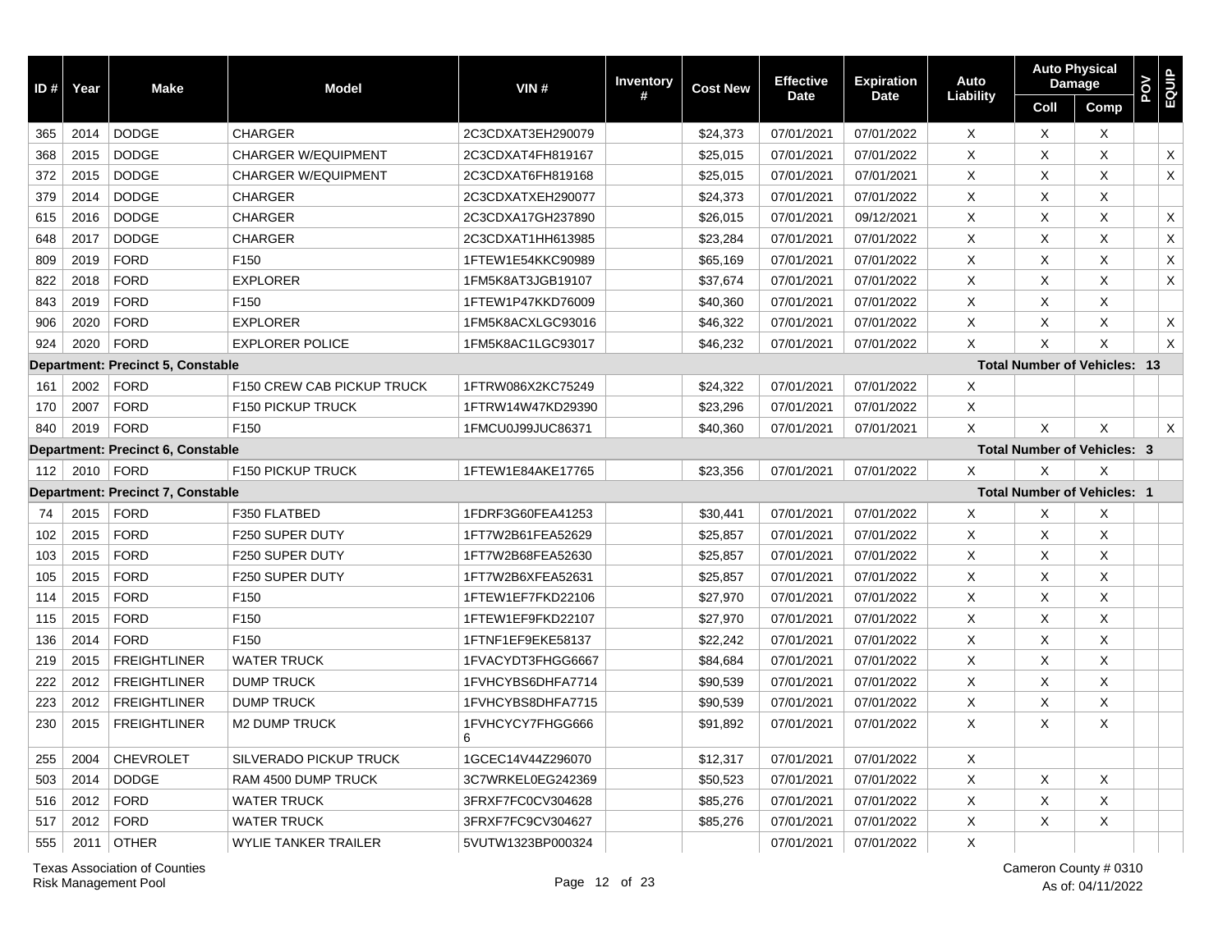| ID # | Year | Make | Model | VIN # | Inventory # | Cost New | Effective Date | Expiration Date | Auto Liability | Auto Physical Damage | | POV | EQUIP |
|---|---|---|---|---|---|---|---|---|---|---|---|---|---|
| | | | | | | | | | | Coll | Comp | | |
| 365 | 2014 | DODGE | CHARGER | 2C3CDXAT3EH290079 | | $24,373 | 07/01/2021 | 07/01/2022 | X | X | X | | |
| 368 | 2015 | DODGE | CHARGER W/EQUIPMENT | 2C3CDXAT4FH819167 | | $25,015 | 07/01/2021 | 07/01/2022 | X | X | X | | X |
| 372 | 2015 | DODGE | CHARGER W/EQUIPMENT | 2C3CDXAT6FH819168 | | $25,015 | 07/01/2021 | 07/01/2021 | X | X | X | | X |
| 379 | 2014 | DODGE | CHARGER | 2C3CDXATXEH290077 | | $24,373 | 07/01/2021 | 07/01/2022 | X | X | X | | |
| 615 | 2016 | DODGE | CHARGER | 2C3CDXA17GH237890 | | $26,015 | 07/01/2021 | 09/12/2021 | X | X | X | | X |
| 648 | 2017 | DODGE | CHARGER | 2C3CDXAT1HH613985 | | $23,284 | 07/01/2021 | 07/01/2022 | X | X | X | | X |
| 809 | 2019 | FORD | F150 | 1FTEW1E54KKC90989 | | $65,169 | 07/01/2021 | 07/01/2022 | X | X | X | | X |
| 822 | 2018 | FORD | EXPLORER | 1FM5K8AT3JGB19107 | | $37,674 | 07/01/2021 | 07/01/2022 | X | X | X | | X |
| 843 | 2019 | FORD | F150 | 1FTEW1P47KKD76009 | | $40,360 | 07/01/2021 | 07/01/2022 | X | X | X | | |
| 906 | 2020 | FORD | EXPLORER | 1FM5K8ACXLGC93016 | | $46,322 | 07/01/2021 | 07/01/2022 | X | X | X | | X |
| 924 | 2020 | FORD | EXPLORER POLICE | 1FM5K8AC1LGC93017 | | $46,232 | 07/01/2021 | 07/01/2022 | X | X | X | | X |
| **Department: Precinct 5, Constable** | | | | | | | | | | **Total Number of Vehicles: 13** | | | |
| 161 | 2002 | FORD | F150 CREW CAB PICKUP TRUCK | 1FTRW086X2KC75249 | | $24,322 | 07/01/2021 | 07/01/2022 | X | | | | |
| 170 | 2007 | FORD | F150 PICKUP TRUCK | 1FTRW14W47KD29390 | | $23,296 | 07/01/2021 | 07/01/2022 | X | | | | |
| 840 | 2019 | FORD | F150 | 1FMCU0J99JUC86371 | | $40,360 | 07/01/2021 | 07/01/2021 | X | X | X | | X |
| **Department: Precinct 6, Constable** | | | | | | | | | | **Total Number of Vehicles: 3** | | | |
| 112 | 2010 | FORD | F150 PICKUP TRUCK | 1FTEW1E84AKE17765 | | $23,356 | 07/01/2021 | 07/01/2022 | X | X | X | | |
| **Department: Precinct 7, Constable** | | | | | | | | | | **Total Number of Vehicles: 1** | | | |
| 74 | 2015 | FORD | F350 FLATBED | 1FDRF3G60FEA41253 | | $30,441 | 07/01/2021 | 07/01/2022 | X | X | X | | |
| 102 | 2015 | FORD | F250 SUPER DUTY | 1FT7W2B61FEA52629 | | $25,857 | 07/01/2021 | 07/01/2022 | X | X | X | | |
| 103 | 2015 | FORD | F250 SUPER DUTY | 1FT7W2B68FEA52630 | | $25,857 | 07/01/2021 | 07/01/2022 | X | X | X | | |
| 105 | 2015 | FORD | F250 SUPER DUTY | 1FT7W2B6XFEA52631 | | $25,857 | 07/01/2021 | 07/01/2022 | X | X | X | | |
| 114 | 2015 | FORD | F150 | 1FTEW1EF7FKD22106 | | $27,970 | 07/01/2021 | 07/01/2022 | X | X | X | | |
| 115 | 2015 | FORD | F150 | 1FTEW1EF9FKD22107 | | $27,970 | 07/01/2021 | 07/01/2022 | X | X | X | | |
| 136 | 2014 | FORD | F150 | 1FTNF1EF9EKE58137 | | $22,242 | 07/01/2021 | 07/01/2022 | X | X | X | | |
| 219 | 2015 | FREIGHTLINER | WATER TRUCK | 1FVACYDT3FHGG6667 | | $84,684 | 07/01/2021 | 07/01/2022 | X | X | X | | |
| 222 | 2012 | FREIGHTLINER | DUMP TRUCK | 1FVHCYBS6DHFA7714 | | $90,539 | 07/01/2021 | 07/01/2022 | X | X | X | | |
| 223 | 2012 | FREIGHTLINER | DUMP TRUCK | 1FVHCYBS8DHFA7715 | | $90,539 | 07/01/2021 | 07/01/2022 | X | X | X | | |
| 230 | 2015 | FREIGHTLINER | M2 DUMP TRUCK | 1FVHCYCY7FHGG6666 | | $91,892 | 07/01/2021 | 07/01/2022 | X | X | X | | |
| 255 | 2004 | CHEVROLET | SILVERADO PICKUP TRUCK | 1GCEC14V44Z296070 | | $12,317 | 07/01/2021 | 07/01/2022 | X | | | | |
| 503 | 2014 | DODGE | RAM 4500 DUMP TRUCK | 3C7WRKEL0EG242369 | | $50,523 | 07/01/2021 | 07/01/2022 | X | X | X | | |
| 516 | 2012 | FORD | WATER TRUCK | 3FRXF7FC0CV304628 | | $85,276 | 07/01/2021 | 07/01/2022 | X | X | X | | |
| 517 | 2012 | FORD | WATER TRUCK | 3FRXF7FC9CV304627 | | $85,276 | 07/01/2021 | 07/01/2022 | X | X | X | | |
| 555 | 2011 | OTHER | WYLIE TANKER TRAILER | 5VUTW1323BP000324 | | | 07/01/2021 | 07/01/2022 | X | | | | |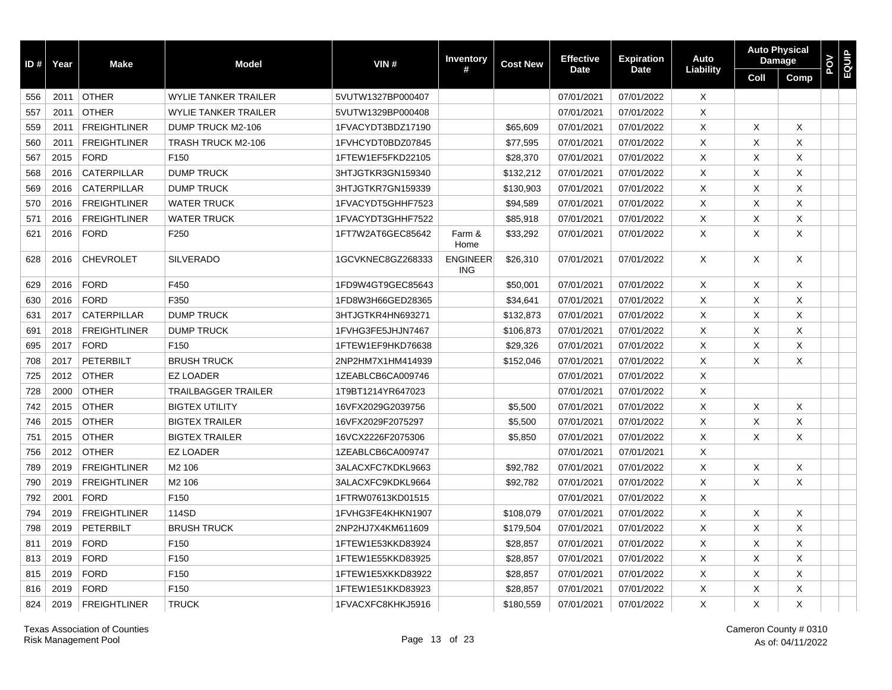| ID # | Year | Make | Model | VIN # | Inventory # | Cost New | Effective Date | Expiration Date | Auto Liability | Auto Physical Damage | | POV | EQUIP |
|---|---|---|---|---|---|---|---|---|---|---|---|---|---|
| | | | | | | | | | | Coll | Comp | | |
| 556 | 2011 | OTHER | WYLIE TANKER TRAILER | 5VUTW1327BP000407 | | | 07/01/2021 | 07/01/2022 | X | | | | |
| 557 | 2011 | OTHER | WYLIE TANKER TRAILER | 5VUTW1329BP000408 | | | 07/01/2021 | 07/01/2022 | X | | | | |
| 559 | 2011 | FREIGHTLINER | DUMP TRUCK M2-106 | 1FVACYDT3BDZ17190 | | $65,609 | 07/01/2021 | 07/01/2022 | X | X | X | | |
| 560 | 2011 | FREIGHTLINER | TRASH TRUCK M2-106 | 1FVHCYDT0BDZ07845 | | $77,595 | 07/01/2021 | 07/01/2022 | X | X | X | | |
| 567 | 2015 | FORD | F150 | 1FTEW1EF5FKD22105 | | $28,370 | 07/01/2021 | 07/01/2022 | X | X | X | | |
| 568 | 2016 | CATERPILLAR | DUMP TRUCK | 3HTJGTKR3GN159340 | | $132,212 | 07/01/2021 | 07/01/2022 | X | X | X | | |
| 569 | 2016 | CATERPILLAR | DUMP TRUCK | 3HTJGTKR7GN159339 | | $130,903 | 07/01/2021 | 07/01/2022 | X | X | X | | |
| 570 | 2016 | FREIGHTLINER | WATER TRUCK | 1FVACYDT5GHHF7523 | | $94,589 | 07/01/2021 | 07/01/2022 | X | X | X | | |
| 571 | 2016 | FREIGHTLINER | WATER TRUCK | 1FVACYDT3GHHF7522 | | $85,918 | 07/01/2021 | 07/01/2022 | X | X | X | | |
| 621 | 2016 | FORD | F250 | 1FT7W2AT6GEC85642 | Farm & Home | $33,292 | 07/01/2021 | 07/01/2022 | X | X | X | | |
| 628 | 2016 | CHEVROLET | SILVERADO | 1GCVKNEC8GZ268333 | ENGINEERING | $26,310 | 07/01/2021 | 07/01/2022 | X | X | X | | |
| 629 | 2016 | FORD | F450 | 1FD9W4GT9GEC85643 | | $50,001 | 07/01/2021 | 07/01/2022 | X | X | X | | |
| 630 | 2016 | FORD | F350 | 1FD8W3H66GED28365 | | $34,641 | 07/01/2021 | 07/01/2022 | X | X | X | | |
| 631 | 2017 | CATERPILLAR | DUMP TRUCK | 3HTJGTKR4HN693271 | | $132,873 | 07/01/2021 | 07/01/2022 | X | X | X | | |
| 691 | 2018 | FREIGHTLINER | DUMP TRUCK | 1FVHG3FE5JHJN7467 | | $106,873 | 07/01/2021 | 07/01/2022 | X | X | X | | |
| 695 | 2017 | FORD | F150 | 1FTEW1EF9HKD76638 | | $29,326 | 07/01/2021 | 07/01/2022 | X | X | X | | |
| 708 | 2017 | PETERBILT | BRUSH TRUCK | 2NP2HM7X1HM414939 | | $152,046 | 07/01/2021 | 07/01/2022 | X | X | X | | |
| 725 | 2012 | OTHER | EZ LOADER | 1ZEABLCB6CA009746 | | | 07/01/2021 | 07/01/2022 | X | | | | |
| 728 | 2000 | OTHER | TRAILBAGGER TRAILER | 1T9BT1214YR647023 | | | 07/01/2021 | 07/01/2022 | X | | | | |
| 742 | 2015 | OTHER | BIGTEX UTILITY | 16VFX2029G2039756 | | $5,500 | 07/01/2021 | 07/01/2022 | X | X | X | | |
| 746 | 2015 | OTHER | BIGTEX TRAILER | 16VFX2029F2075297 | | $5,500 | 07/01/2021 | 07/01/2022 | X | X | X | | |
| 751 | 2015 | OTHER | BIGTEX TRAILER | 16VCX2226F2075306 | | $5,850 | 07/01/2021 | 07/01/2022 | X | X | X | | |
| 756 | 2012 | OTHER | EZ LOADER | 1ZEABLCB6CA009747 | | | 07/01/2021 | 07/01/2021 | X | | | | |
| 789 | 2019 | FREIGHTLINER | M2 106 | 3ALACXFC7KDKL9663 | | $92,782 | 07/01/2021 | 07/01/2022 | X | X | X | | |
| 790 | 2019 | FREIGHTLINER | M2 106 | 3ALACXFC9KDKL9664 | | $92,782 | 07/01/2021 | 07/01/2022 | X | X | X | | |
| 792 | 2001 | FORD | F150 | 1FTRW07613KD01515 | | | 07/01/2021 | 07/01/2022 | X | | | | |
| 794 | 2019 | FREIGHTLINER | 114SD | 1FVHG3FE4KHKN1907 | | $108,079 | 07/01/2021 | 07/01/2022 | X | X | X | | |
| 798 | 2019 | PETERBILT | BRUSH TRUCK | 2NP2HJ7X4KM611609 | | $179,504 | 07/01/2021 | 07/01/2022 | X | X | X | | |
| 811 | 2019 | FORD | F150 | 1FTEW1E53KKD83924 | | $28,857 | 07/01/2021 | 07/01/2022 | X | X | X | | |
| 813 | 2019 | FORD | F150 | 1FTEW1E55KKD83925 | | $28,857 | 07/01/2021 | 07/01/2022 | X | X | X | | |
| 815 | 2019 | FORD | F150 | 1FTEW1E5XKKD83922 | | $28,857 | 07/01/2021 | 07/01/2022 | X | X | X | | |
| 816 | 2019 | FORD | F150 | 1FTEW1E51KKD83923 | | $28,857 | 07/01/2021 | 07/01/2022 | X | X | X | | |
| 824 | 2019 | FREIGHTLINER | TRUCK | 1FVACXFC8KHKJ5916 | | $180,559 | 07/01/2021 | 07/01/2022 | X | X | X | | |

Texas Association of Counties
Risk Management Pool

Cameron County # 0310
As of: 04/11/2022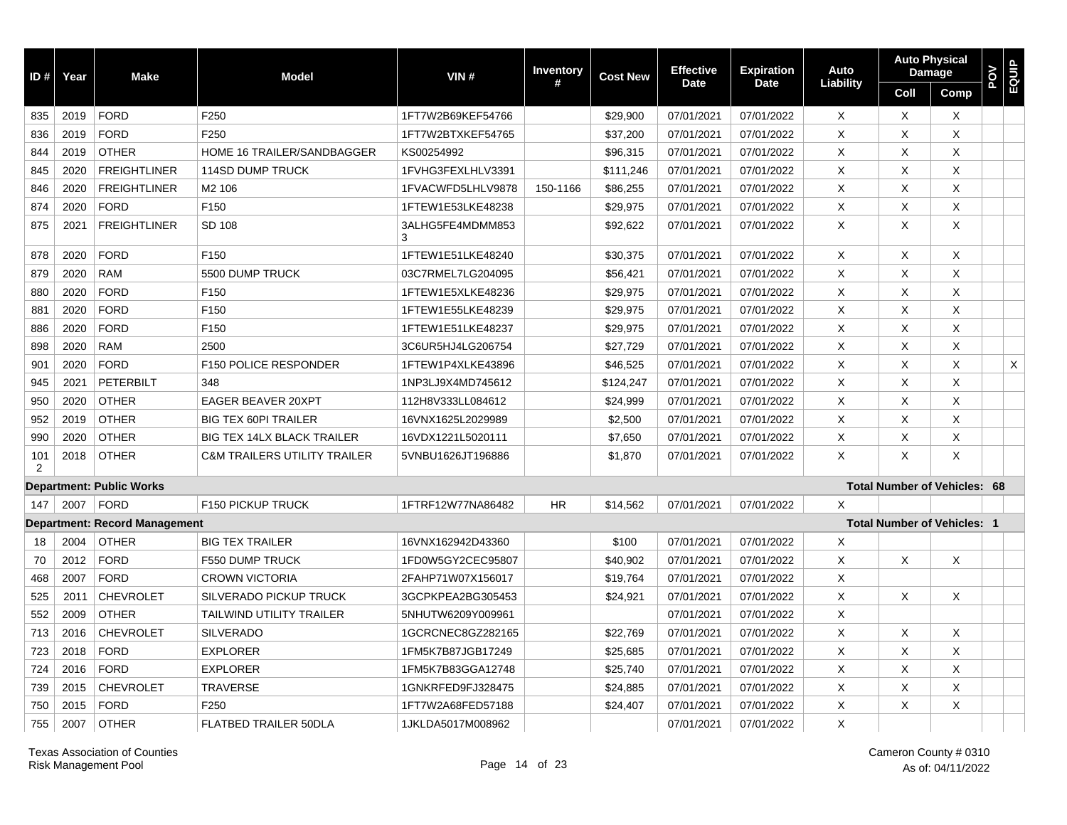| ID # | Year | Make | Model | VIN # | Inventory # | Cost New | Effective Date | Expiration Date | Auto Liability | Auto Physical Damage | | POV | EQUIP |
|---|---|---|---|---|---|---|---|---|---|---|---|---|---|
| | | | | | | | | | | Coll | Comp | | |
| 835 | 2019 | FORD | F250 | 1FT7W2B69KEF54766 | | $29,900 | 07/01/2021 | 07/01/2022 | X | X | X | | |
| 836 | 2019 | FORD | F250 | 1FT7W2BTXKEF54765 | | $37,200 | 07/01/2021 | 07/01/2022 | X | X | X | | |
| 844 | 2019 | OTHER | HOME 16 TRAILER/SANDBAGGER | KS00254992 | | $96,315 | 07/01/2021 | 07/01/2022 | X | X | X | | |
| 845 | 2020 | FREIGHTLINER | 114SD DUMP TRUCK | 1FVHG3FEXLHLV3391 | | $111,246 | 07/01/2021 | 07/01/2022 | X | X | X | | |
| 846 | 2020 | FREIGHTLINER | M2 106 | 1FVACWFD5LHLV9878 | 150-1166 | $86,255 | 07/01/2021 | 07/01/2022 | X | X | X | | |
| 874 | 2020 | FORD | F150 | 1FTEW1E53LKE48238 | | $29,975 | 07/01/2021 | 07/01/2022 | X | X | X | | |
| 875 | 2021 | FREIGHTLINER | SD 108 | 3ALHG5FE4MDMM8533 | | $92,622 | 07/01/2021 | 07/01/2022 | X | X | X | | |
| 878 | 2020 | FORD | F150 | 1FTEW1E51LKE48240 | | $30,375 | 07/01/2021 | 07/01/2022 | X | X | X | | |
| 879 | 2020 | RAM | 5500 DUMP TRUCK | 03C7RMEL7LG204095 | | $56,421 | 07/01/2021 | 07/01/2022 | X | X | X | | |
| 880 | 2020 | FORD | F150 | 1FTEW1E5XLKE48236 | | $29,975 | 07/01/2021 | 07/01/2022 | X | X | X | | |
| 881 | 2020 | FORD | F150 | 1FTEW1E55LKE48239 | | $29,975 | 07/01/2021 | 07/01/2022 | X | X | X | | |
| 886 | 2020 | FORD | F150 | 1FTEW1E51LKE48237 | | $29,975 | 07/01/2021 | 07/01/2022 | X | X | X | | |
| 898 | 2020 | RAM | 2500 | 3C6UR5HJ4LG206754 | | $27,729 | 07/01/2021 | 07/01/2022 | X | X | X | | |
| 901 | 2020 | FORD | F150 POLICE RESPONDER | 1FTEW1P4XLKE43896 | | $46,525 | 07/01/2021 | 07/01/2022 | X | X | X | | X |
| 945 | 2021 | PETERBILT | 348 | 1NP3LJ9X4MD745612 | | $124,247 | 07/01/2021 | 07/01/2022 | X | X | X | | |
| 950 | 2020 | OTHER | EAGER BEAVER 20XPT | 112H8V333LL084612 | | $24,999 | 07/01/2021 | 07/01/2022 | X | X | X | | |
| 952 | 2019 | OTHER | BIG TEX 60PI TRAILER | 16VNX1625L2029989 | | $2,500 | 07/01/2021 | 07/01/2022 | X | X | X | | |
| 990 | 2020 | OTHER | BIG TEX 14LX BLACK TRAILER | 16VDX1221L5020111 | | $7,650 | 07/01/2021 | 07/01/2022 | X | X | X | | |
| 1012 | 2018 | OTHER | C&M TRAILERS UTILITY TRAILER | 5VNBU1626JT196886 | | $1,870 | 07/01/2021 | 07/01/2022 | X | X | X | | |
| **Department: Public Works** | | | | | | | | | | **Total Number of Vehicles: 68** | | | |
| 147 | 2007 | FORD | F150 PICKUP TRUCK | 1FTRF12W77NA86482 | HR | $14,562 | 07/01/2021 | 07/01/2022 | X | | | | |
| **Department: Record Management** | | | | | | | | | | **Total Number of Vehicles: 1** | | | |
| 18 | 2004 | OTHER | BIG TEX TRAILER | 16VNX162942D43360 | | $100 | 07/01/2021 | 07/01/2022 | X | | | | |
| 70 | 2012 | FORD | F550 DUMP TRUCK | 1FD0W5GY2CEC95807 | | $40,902 | 07/01/2021 | 07/01/2022 | X | X | X | | |
| 468 | 2007 | FORD | CROWN VICTORIA | 2FAHP71W07X156017 | | $19,764 | 07/01/2021 | 07/01/2022 | X | | | | |
| 525 | 2011 | CHEVROLET | SILVERADO PICKUP TRUCK | 3GCPKPEA2BG305453 | | $24,921 | 07/01/2021 | 07/01/2022 | X | X | X | | |
| 552 | 2009 | OTHER | TAILWIND UTILITY TRAILER | 5NHUTW6209Y009961 | | | 07/01/2021 | 07/01/2022 | X | | | | |
| 713 | 2016 | CHEVROLET | SILVERADO | 1GCRCNEC8GZ282165 | | $22,769 | 07/01/2021 | 07/01/2022 | X | X | X | | |
| 723 | 2018 | FORD | EXPLORER | 1FM5K7B87JGB17249 | | $25,685 | 07/01/2021 | 07/01/2022 | X | X | X | | |
| 724 | 2016 | FORD | EXPLORER | 1FM5K7B83GGA12748 | | $25,740 | 07/01/2021 | 07/01/2022 | X | X | X | | |
| 739 | 2015 | CHEVROLET | TRAVERSE | 1GNKRFED9FJ328475 | | $24,885 | 07/01/2021 | 07/01/2022 | X | X | X | | |
| 750 | 2015 | FORD | F250 | 1FT7W2A68FED57188 | | $24,407 | 07/01/2021 | 07/01/2022 | X | X | X | | |
| 755 | 2007 | OTHER | FLATBED TRAILER 50DLA | 1JKLDA5017M008962 | | | 07/01/2021 | 07/01/2022 | X | | | | |

Texas Association of Counties
Risk Management Pool

Cameron County # 0310
As of: 04/11/2022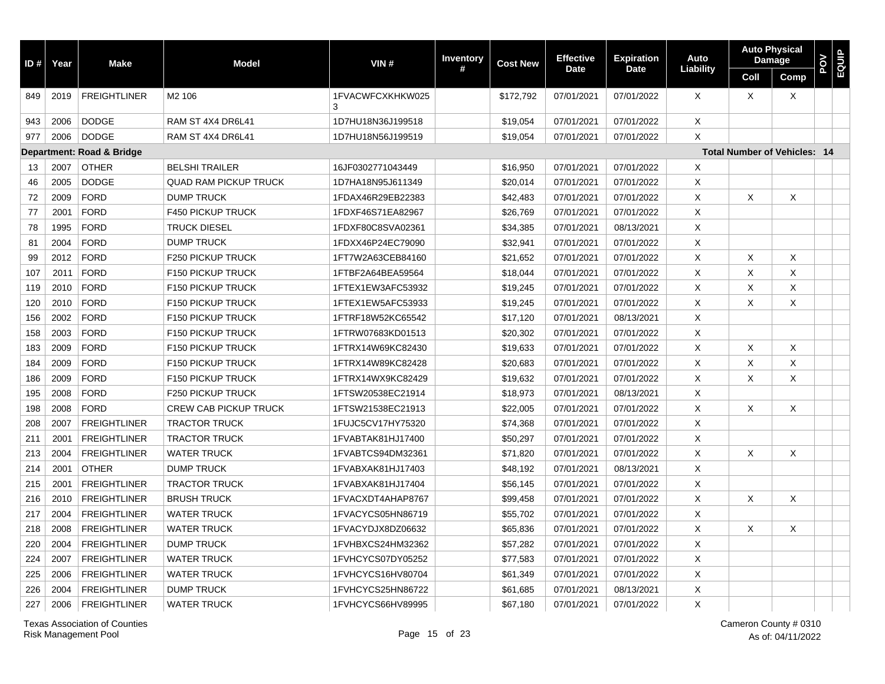| ID # | Year | Make | Model | VIN # | Inventory # | Cost New | Effective Date | Expiration Date | Auto Liability | Auto Physical Damage | | POV | EQUIP |
|---|---|---|---|---|---|---|---|---|---|---|---|---|---|
| | | | | | | | | | | Coll | Comp | | |
| 849 | 2019 | FREIGHTLINER | M2 106 | 1FVACWFCXKHKW025 3 | | $172,792 | 07/01/2021 | 07/01/2022 | X | X | X | | |
| 943 | 2006 | DODGE | RAM ST 4X4 DR6L41 | 1D7HU18N36J199518 | | $19,054 | 07/01/2021 | 07/01/2022 | X | | | | |
| 977 | 2006 | DODGE | RAM ST 4X4 DR6L41 | 1D7HU18N56J199519 | | $19,054 | 07/01/2021 | 07/01/2022 | X | | | | |
| **Department: Road & Bridge** | | | | | | | | | | **Total Number of Vehicles: 14** | | | |
| 13 | 2007 | OTHER | BELSHI TRAILER | 16JF0302771043449 | | $16,950 | 07/01/2021 | 07/01/2022 | X | | | | |
| 46 | 2005 | DODGE | QUAD RAM PICKUP TRUCK | 1D7HA18N95J611349 | | $20,014 | 07/01/2021 | 07/01/2022 | X | | | | |
| 72 | 2009 | FORD | DUMP TRUCK | 1FDAX46R29EB22383 | | $42,483 | 07/01/2021 | 07/01/2022 | X | X | X | | |
| 77 | 2001 | FORD | F450 PICKUP TRUCK | 1FDXF46S71EA82967 | | $26,769 | 07/01/2021 | 07/01/2022 | X | | | | |
| 78 | 1995 | FORD | TRUCK DIESEL | 1FDXF80C8SVA02361 | | $34,385 | 07/01/2021 | 08/13/2021 | X | | | | |
| 81 | 2004 | FORD | DUMP TRUCK | 1FDXX46P24EC79090 | | $32,941 | 07/01/2021 | 07/01/2022 | X | | | | |
| 99 | 2012 | FORD | F250 PICKUP TRUCK | 1FT7W2A63CEB84160 | | $21,652 | 07/01/2021 | 07/01/2022 | X | X | X | | |
| 107 | 2011 | FORD | F150 PICKUP TRUCK | 1FTBF2A64BEA59564 | | $18,044 | 07/01/2021 | 07/01/2022 | X | X | X | | |
| 119 | 2010 | FORD | F150 PICKUP TRUCK | 1FTEX1EW3AFC53932 | | $19,245 | 07/01/2021 | 07/01/2022 | X | X | X | | |
| 120 | 2010 | FORD | F150 PICKUP TRUCK | 1FTEX1EW5AFC53933 | | $19,245 | 07/01/2021 | 07/01/2022 | X | X | X | | |
| 156 | 2002 | FORD | F150 PICKUP TRUCK | 1FTRF18W52KC65542 | | $17,120 | 07/01/2021 | 08/13/2021 | X | | | | |
| 158 | 2003 | FORD | F150 PICKUP TRUCK | 1FTRW07683KD01513 | | $20,302 | 07/01/2021 | 07/01/2022 | X | | | | |
| 183 | 2009 | FORD | F150 PICKUP TRUCK | 1FTRX14W69KC82430 | | $19,633 | 07/01/2021 | 07/01/2022 | X | X | X | | |
| 184 | 2009 | FORD | F150 PICKUP TRUCK | 1FTRX14W89KC82428 | | $20,683 | 07/01/2021 | 07/01/2022 | X | X | X | | |
| 186 | 2009 | FORD | F150 PICKUP TRUCK | 1FTRX14WX9KC82429 | | $19,632 | 07/01/2021 | 07/01/2022 | X | X | X | | |
| 195 | 2008 | FORD | F250 PICKUP TRUCK | 1FTSW20538EC21914 | | $18,973 | 07/01/2021 | 08/13/2021 | X | | | | |
| 198 | 2008 | FORD | CREW CAB PICKUP TRUCK | 1FTSW21538EC21913 | | $22,005 | 07/01/2021 | 07/01/2022 | X | X | X | | |
| 208 | 2007 | FREIGHTLINER | TRACTOR TRUCK | 1FUJC5CV17HY75320 | | $74,368 | 07/01/2021 | 07/01/2022 | X | | | | |
| 211 | 2001 | FREIGHTLINER | TRACTOR TRUCK | 1FVABTAK81HJ17400 | | $50,297 | 07/01/2021 | 07/01/2022 | X | | | | |
| 213 | 2004 | FREIGHTLINER | WATER TRUCK | 1FVABTCS94DM32361 | | $71,820 | 07/01/2021 | 07/01/2022 | X | X | X | | |
| 214 | 2001 | OTHER | DUMP TRUCK | 1FVABXAK81HJ17403 | | $48,192 | 07/01/2021 | 08/13/2021 | X | | | | |
| 215 | 2001 | FREIGHTLINER | TRACTOR TRUCK | 1FVABXAK81HJ17404 | | $56,145 | 07/01/2021 | 07/01/2022 | X | | | | |
| 216 | 2010 | FREIGHTLINER | BRUSH TRUCK | 1FVACXDT4AHAP8767 | | $99,458 | 07/01/2021 | 07/01/2022 | X | X | X | | |
| 217 | 2004 | FREIGHTLINER | WATER TRUCK | 1FVACYCS05HN86719 | | $55,702 | 07/01/2021 | 07/01/2022 | X | | | | |
| 218 | 2008 | FREIGHTLINER | WATER TRUCK | 1FVACYDJX8DZ06632 | | $65,836 | 07/01/2021 | 07/01/2022 | X | X | X | | |
| 220 | 2004 | FREIGHTLINER | DUMP TRUCK | 1FVHBXCS24HM32362 | | $57,282 | 07/01/2021 | 07/01/2022 | X | | | | |
| 224 | 2007 | FREIGHTLINER | WATER TRUCK | 1FVHCYCS07DY05252 | | $77,583 | 07/01/2021 | 07/01/2022 | X | | | | |
| 225 | 2006 | FREIGHTLINER | WATER TRUCK | 1FVHCYCS16HV80704 | | $61,349 | 07/01/2021 | 07/01/2022 | X | | | | |
| 226 | 2004 | FREIGHTLINER | DUMP TRUCK | 1FVHCYCS25HN86722 | | $61,685 | 07/01/2021 | 08/13/2021 | X | | | | |
| 227 | 2006 | FREIGHTLINER | WATER TRUCK | 1FVHCYCS66HV89995 | | $67,180 | 07/01/2021 | 07/01/2022 | X | | | | |

Texas Association of Counties
Risk Management Pool

Cameron County # 0310
As of: 04/11/2022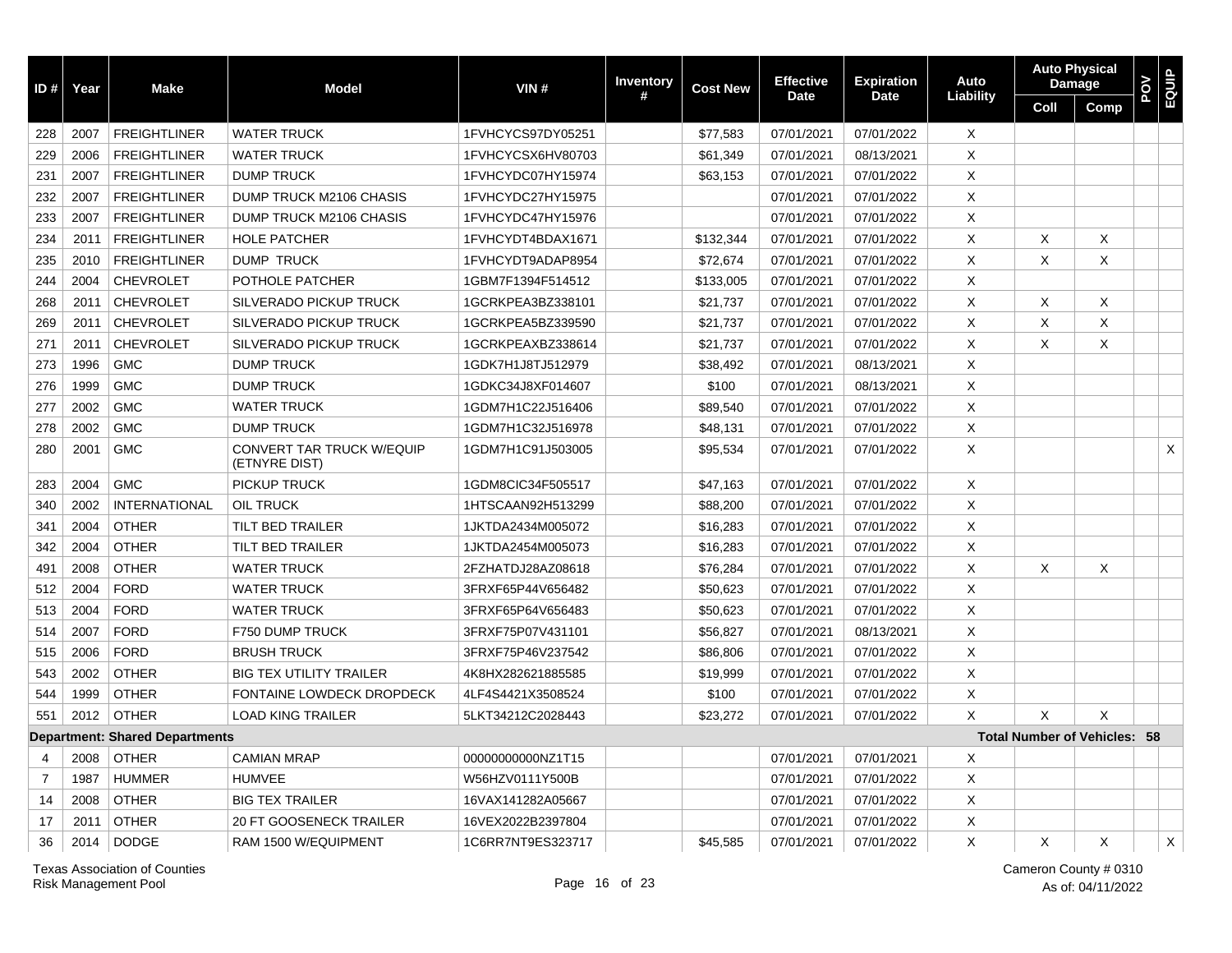| ID # | Year | Make | Model | VIN # | Inventory # | Cost New | Effective Date | Expiration Date | Auto Liability | Auto Physical Damage | | POV | EQUIP |
|---|---|---|---|---|---|---|---|---|---|---|---|---|---|
| | | | | | | | | | | Coll | Comp | | |
| 228 | 2007 | FREIGHTLINER | WATER TRUCK | 1FVHCYCS97DY05251 | | $77,583 | 07/01/2021 | 07/01/2022 | X | | | | |
| 229 | 2006 | FREIGHTLINER | WATER TRUCK | 1FVHCYCSX6HV80703 | | $61,349 | 07/01/2021 | 08/13/2021 | X | | | | |
| 231 | 2007 | FREIGHTLINER | DUMP TRUCK | 1FVHCYDC07HY15974 | | $63,153 | 07/01/2021 | 07/01/2022 | X | | | | |
| 232 | 2007 | FREIGHTLINER | DUMP TRUCK M2106 CHASIS | 1FVHCYDC27HY15975 | | | 07/01/2021 | 07/01/2022 | X | | | | |
| 233 | 2007 | FREIGHTLINER | DUMP TRUCK M2106 CHASIS | 1FVHCYDC47HY15976 | | | 07/01/2021 | 07/01/2022 | X | | | | |
| 234 | 2011 | FREIGHTLINER | HOLE PATCHER | 1FVHCYDT4BDAX1671 | | $132,344 | 07/01/2021 | 07/01/2022 | X | X | X | | |
| 235 | 2010 | FREIGHTLINER | DUMP TRUCK | 1FVHCYDT9ADAP8954 | | $72,674 | 07/01/2021 | 07/01/2022 | X | X | X | | |
| 244 | 2004 | CHEVROLET | POTHOLE PATCHER | 1GBM7F1394F514512 | | $133,005 | 07/01/2021 | 07/01/2022 | X | | | | |
| 268 | 2011 | CHEVROLET | SILVERADO PICKUP TRUCK | 1GCRKPEA3BZ338101 | | $21,737 | 07/01/2021 | 07/01/2022 | X | X | X | | |
| 269 | 2011 | CHEVROLET | SILVERADO PICKUP TRUCK | 1GCRKPEA5BZ339590 | | $21,737 | 07/01/2021 | 07/01/2022 | X | X | X | | |
| 271 | 2011 | CHEVROLET | SILVERADO PICKUP TRUCK | 1GCRKPEAXBZ338614 | | $21,737 | 07/01/2021 | 07/01/2022 | X | X | X | | |
| 273 | 1996 | GMC | DUMP TRUCK | 1GDK7H1J8TJ512979 | | $38,492 | 07/01/2021 | 08/13/2021 | X | | | | |
| 276 | 1999 | GMC | DUMP TRUCK | 1GDKC34J8XF014607 | | $100 | 07/01/2021 | 08/13/2021 | X | | | | |
| 277 | 2002 | GMC | WATER TRUCK | 1GDM7H1C22J516406 | | $89,540 | 07/01/2021 | 07/01/2022 | X | | | | |
| 278 | 2002 | GMC | DUMP TRUCK | 1GDM7H1C32J516978 | | $48,131 | 07/01/2021 | 07/01/2022 | X | | | | |
| 280 | 2001 | GMC | CONVERT TAR TRUCK W/EQUIP (ETNYRE DIST) | 1GDM7H1C91J503005 | | $95,534 | 07/01/2021 | 07/01/2022 | X | | | | X |
| 283 | 2004 | GMC | PICKUP TRUCK | 1GDM8CIC34F505517 | | $47,163 | 07/01/2021 | 07/01/2022 | X | | | | |
| 340 | 2002 | INTERNATIONAL | OIL TRUCK | 1HTSCAAN92H513299 | | $88,200 | 07/01/2021 | 07/01/2022 | X | | | | |
| 341 | 2004 | OTHER | TILT BED TRAILER | 1JKTDA2434M005072 | | $16,283 | 07/01/2021 | 07/01/2022 | X | | | | |
| 342 | 2004 | OTHER | TILT BED TRAILER | 1JKTDA2454M005073 | | $16,283 | 07/01/2021 | 07/01/2022 | X | | | | |
| 491 | 2008 | OTHER | WATER TRUCK | 2FZHATDJ28AZ08618 | | $76,284 | 07/01/2021 | 07/01/2022 | X | X | X | | |
| 512 | 2004 | FORD | WATER TRUCK | 3FRXF65P44V656482 | | $50,623 | 07/01/2021 | 07/01/2022 | X | | | | |
| 513 | 2004 | FORD | WATER TRUCK | 3FRXF65P64V656483 | | $50,623 | 07/01/2021 | 07/01/2022 | X | | | | |
| 514 | 2007 | FORD | F750 DUMP TRUCK | 3FRXF75P07V431101 | | $56,827 | 07/01/2021 | 08/13/2021 | X | | | | |
| 515 | 2006 | FORD | BRUSH TRUCK | 3FRXF75P46V237542 | | $86,806 | 07/01/2021 | 07/01/2022 | X | | | | |
| 543 | 2002 | OTHER | BIG TEX UTILITY TRAILER | 4K8HX282621885585 | | $19,999 | 07/01/2021 | 07/01/2022 | X | | | | |
| 544 | 1999 | OTHER | FONTAINE LOWDECK DROPDECK | 4LF4S4421X3508524 | | $100 | 07/01/2021 | 07/01/2022 | X | | | | |
| 551 | 2012 | OTHER | LOAD KING TRAILER | 5LKT34212C2028443 | | $23,272 | 07/01/2021 | 07/01/2022 | X | X | X | | |
| **Department: Shared Departments** | | | | | | | | | | **Total Number of Vehicles: 58** | | | |
| 4 | 2008 | OTHER | CAMIAN MRAP | 00000000000NZ1T15 | | | 07/01/2021 | 07/01/2021 | X | | | | |
| 7 | 1987 | HUMMER | HUMVEE | W56HZV0111Y500B | | | 07/01/2021 | 07/01/2022 | X | | | | |
| 14 | 2008 | OTHER | BIG TEX TRAILER | 16VAX141282A05667 | | | 07/01/2021 | 07/01/2022 | X | | | | |
| 17 | 2011 | OTHER | 20 FT GOOSENECK TRAILER | 16VEX2022B2397804 | | | 07/01/2021 | 07/01/2022 | X | | | | |
| 36 | 2014 | DODGE | RAM 1500 W/EQUIPMENT | 1C6RR7NT9ES323717 | | $45,585 | 07/01/2021 | 07/01/2022 | X | X | X | | X |

Texas Association of Counties
Risk Management Pool

Cameron County # 0310
As of: 04/11/2022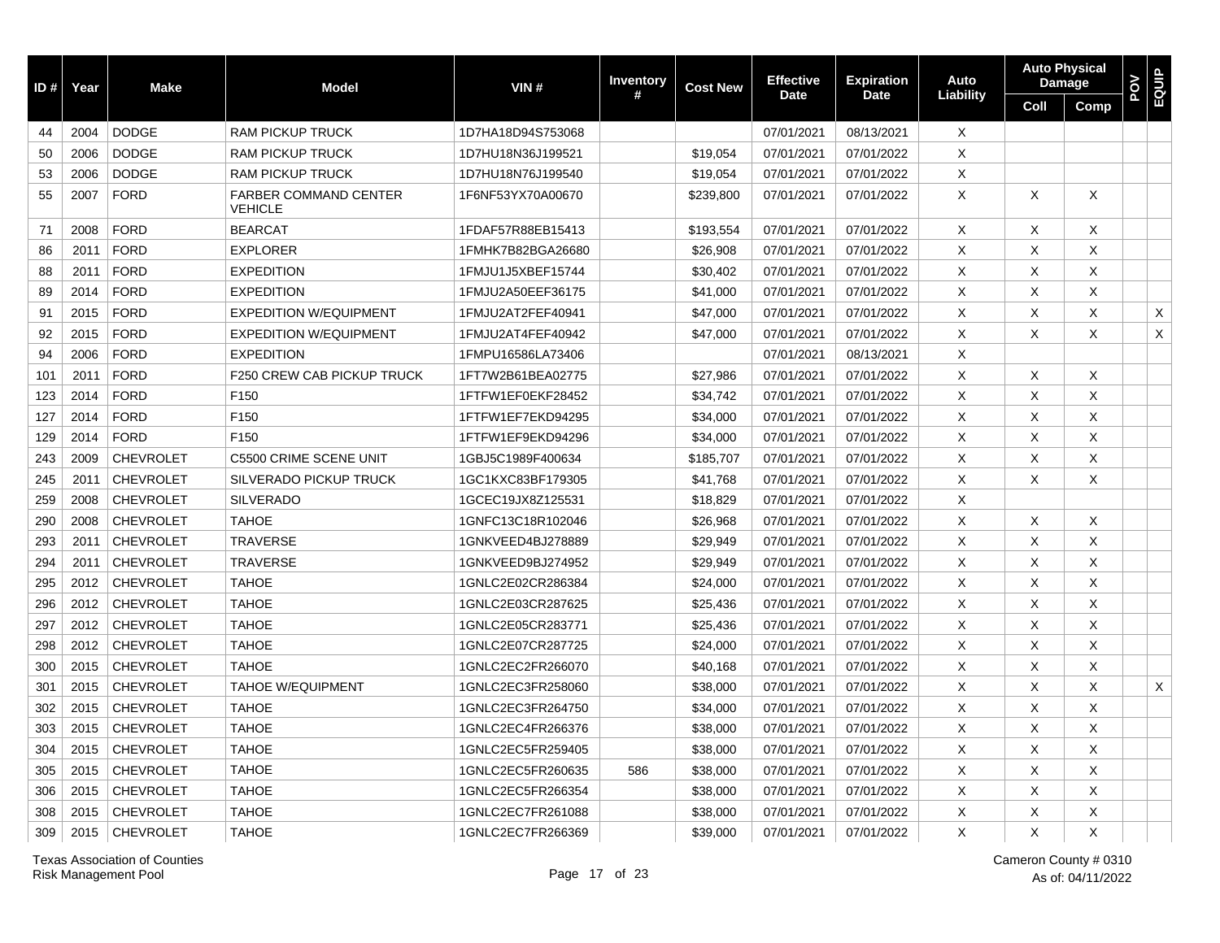| ID # | Year | Make | Model | VIN # | Inventory # | Cost New | Effective Date | Expiration Date | Auto Liability | Auto Physical Damage | | POV | EQUIP |
|---|---|---|---|---|---|---|---|---|---|---|---|---|---|
| | | | | | | | | | | Coll | Comp | | |
| 44 | 2004 | DODGE | RAM PICKUP TRUCK | 1D7HA18D94S753068 | | | 07/01/2021 | 08/13/2021 | X | | | | |
| 50 | 2006 | DODGE | RAM PICKUP TRUCK | 1D7HU18N36J199521 | | $19,054 | 07/01/2021 | 07/01/2022 | X | | | | |
| 53 | 2006 | DODGE | RAM PICKUP TRUCK | 1D7HU18N76J199540 | | $19,054 | 07/01/2021 | 07/01/2022 | X | | | | |
| 55 | 2007 | FORD | FARBER COMMAND CENTER VEHICLE | 1F6NF53YX70A00670 | | $239,800 | 07/01/2021 | 07/01/2022 | X | X | X | | |
| 71 | 2008 | FORD | BEARCAT | 1FDAF57R88EB15413 | | $193,554 | 07/01/2021 | 07/01/2022 | X | X | X | | |
| 86 | 2011 | FORD | EXPLORER | 1FMHK7B82BGA26680 | | $26,908 | 07/01/2021 | 07/01/2022 | X | X | X | | |
| 88 | 2011 | FORD | EXPEDITION | 1FMJU1J5XBEF15744 | | $30,402 | 07/01/2021 | 07/01/2022 | X | X | X | | |
| 89 | 2014 | FORD | EXPEDITION | 1FMJU2A50EEF36175 | | $41,000 | 07/01/2021 | 07/01/2022 | X | X | X | | |
| 91 | 2015 | FORD | EXPEDITION W/EQUIPMENT | 1FMJU2AT2FEF40941 | | $47,000 | 07/01/2021 | 07/01/2022 | X | X | X | | X |
| 92 | 2015 | FORD | EXPEDITION W/EQUIPMENT | 1FMJU2AT4FEF40942 | | $47,000 | 07/01/2021 | 07/01/2022 | X | X | X | | X |
| 94 | 2006 | FORD | EXPEDITION | 1FMPU16586LA73406 | | | 07/01/2021 | 08/13/2021 | X | | | | |
| 101 | 2011 | FORD | F250 CREW CAB PICKUP TRUCK | 1FT7W2B61BEA02775 | | $27,986 | 07/01/2021 | 07/01/2022 | X | X | X | | |
| 123 | 2014 | FORD | F150 | 1FTFW1EF0EKF28452 | | $34,742 | 07/01/2021 | 07/01/2022 | X | X | X | | |
| 127 | 2014 | FORD | F150 | 1FTFW1EF7EKD94295 | | $34,000 | 07/01/2021 | 07/01/2022 | X | X | X | | |
| 129 | 2014 | FORD | F150 | 1FTFW1EF9EKD94296 | | $34,000 | 07/01/2021 | 07/01/2022 | X | X | X | | |
| 243 | 2009 | CHEVROLET | C5500 CRIME SCENE UNIT | 1GBJ5C1989F400634 | | $185,707 | 07/01/2021 | 07/01/2022 | X | X | X | | |
| 245 | 2011 | CHEVROLET | SILVERADO PICKUP TRUCK | 1GC1KXC83BF179305 | | $41,768 | 07/01/2021 | 07/01/2022 | X | X | X | | |
| 259 | 2008 | CHEVROLET | SILVERADO | 1GCEC19JX8Z125531 | | $18,829 | 07/01/2021 | 07/01/2022 | X | | | | |
| 290 | 2008 | CHEVROLET | TAHOE | 1GNFC13C18R102046 | | $26,968 | 07/01/2021 | 07/01/2022 | X | X | X | | |
| 293 | 2011 | CHEVROLET | TRAVERSE | 1GNKVEED4BJ278889 | | $29,949 | 07/01/2021 | 07/01/2022 | X | X | X | | |
| 294 | 2011 | CHEVROLET | TRAVERSE | 1GNKVEED9BJ274952 | | $29,949 | 07/01/2021 | 07/01/2022 | X | X | X | | |
| 295 | 2012 | CHEVROLET | TAHOE | 1GNLC2E02CR286384 | | $24,000 | 07/01/2021 | 07/01/2022 | X | X | X | | |
| 296 | 2012 | CHEVROLET | TAHOE | 1GNLC2E03CR287625 | | $25,436 | 07/01/2021 | 07/01/2022 | X | X | X | | |
| 297 | 2012 | CHEVROLET | TAHOE | 1GNLC2E05CR283771 | | $25,436 | 07/01/2021 | 07/01/2022 | X | X | X | | |
| 298 | 2012 | CHEVROLET | TAHOE | 1GNLC2E07CR287725 | | $24,000 | 07/01/2021 | 07/01/2022 | X | X | X | | |
| 300 | 2015 | CHEVROLET | TAHOE | 1GNLC2EC2FR266070 | | $40,168 | 07/01/2021 | 07/01/2022 | X | X | X | | |
| 301 | 2015 | CHEVROLET | TAHOE W/EQUIPMENT | 1GNLC2EC3FR258060 | | $38,000 | 07/01/2021 | 07/01/2022 | X | X | X | | X |
| 302 | 2015 | CHEVROLET | TAHOE | 1GNLC2EC3FR264750 | | $34,000 | 07/01/2021 | 07/01/2022 | X | X | X | | |
| 303 | 2015 | CHEVROLET | TAHOE | 1GNLC2EC4FR266376 | | $38,000 | 07/01/2021 | 07/01/2022 | X | X | X | | |
| 304 | 2015 | CHEVROLET | TAHOE | 1GNLC2EC5FR259405 | | $38,000 | 07/01/2021 | 07/01/2022 | X | X | X | | |
| 305 | 2015 | CHEVROLET | TAHOE | 1GNLC2EC5FR260635 | 586 | $38,000 | 07/01/2021 | 07/01/2022 | X | X | X | | |
| 306 | 2015 | CHEVROLET | TAHOE | 1GNLC2EC5FR266354 | | $38,000 | 07/01/2021 | 07/01/2022 | X | X | X | | |
| 308 | 2015 | CHEVROLET | TAHOE | 1GNLC2EC7FR261088 | | $38,000 | 07/01/2021 | 07/01/2022 | X | X | X | | |
| 309 | 2015 | CHEVROLET | TAHOE | 1GNLC2EC7FR266369 | | $39,000 | 07/01/2021 | 07/01/2022 | X | X | X | | |

Texas Association of Counties
Risk Management Pool

Cameron County # 0310
As of: 04/11/2022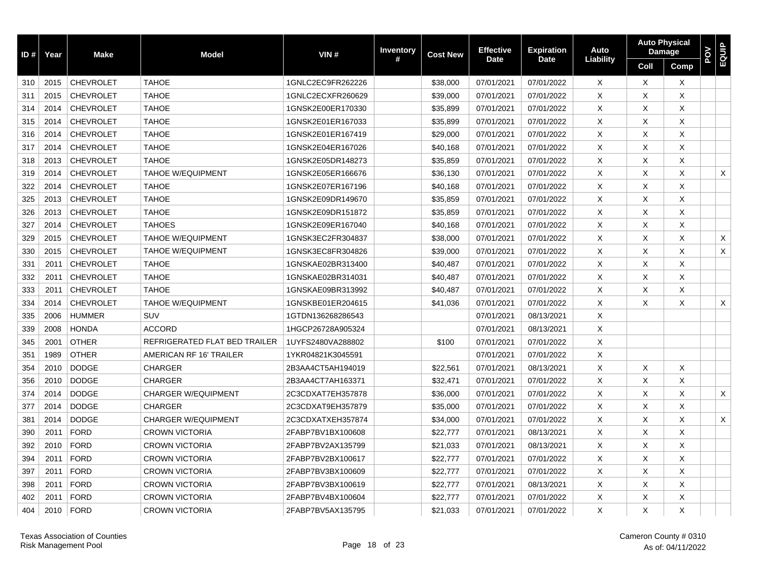| ID # | Year | Make | Model | VIN # | Inventory # | Cost New | Effective Date | Expiration Date | Auto Liability | Auto Physical Damage | | POV | EQUIP |
|---|---|---|---|---|---|---|---|---|---|---|---|---|---|
| | | | | | | | | | | Coll | Comp | | |
| 310 | 2015 | CHEVROLET | TAHOE | 1GNLC2EC9FR262226 | | $38,000 | 07/01/2021 | 07/01/2022 | X | X | X | | |
| 311 | 2015 | CHEVROLET | TAHOE | 1GNLC2ECXFR260629 | | $39,000 | 07/01/2021 | 07/01/2022 | X | X | X | | |
| 314 | 2014 | CHEVROLET | TAHOE | 1GNSK2E00ER170330 | | $35,899 | 07/01/2021 | 07/01/2022 | X | X | X | | |
| 315 | 2014 | CHEVROLET | TAHOE | 1GNSK2E01ER167033 | | $35,899 | 07/01/2021 | 07/01/2022 | X | X | X | | |
| 316 | 2014 | CHEVROLET | TAHOE | 1GNSK2E01ER167419 | | $29,000 | 07/01/2021 | 07/01/2022 | X | X | X | | |
| 317 | 2014 | CHEVROLET | TAHOE | 1GNSK2E04ER167026 | | $40,168 | 07/01/2021 | 07/01/2022 | X | X | X | | |
| 318 | 2013 | CHEVROLET | TAHOE | 1GNSK2E05DR148273 | | $35,859 | 07/01/2021 | 07/01/2022 | X | X | X | | |
| 319 | 2014 | CHEVROLET | TAHOE W/EQUIPMENT | 1GNSK2E05ER166676 | | $36,130 | 07/01/2021 | 07/01/2022 | X | X | X | | X |
| 322 | 2014 | CHEVROLET | TAHOE | 1GNSK2E07ER167196 | | $40,168 | 07/01/2021 | 07/01/2022 | X | X | X | | |
| 325 | 2013 | CHEVROLET | TAHOE | 1GNSK2E09DR149670 | | $35,859 | 07/01/2021 | 07/01/2022 | X | X | X | | |
| 326 | 2013 | CHEVROLET | TAHOE | 1GNSK2E09DR151872 | | $35,859 | 07/01/2021 | 07/01/2022 | X | X | X | | |
| 327 | 2014 | CHEVROLET | TAHOES | 1GNSK2E09ER167040 | | $40,168 | 07/01/2021 | 07/01/2022 | X | X | X | | |
| 329 | 2015 | CHEVROLET | TAHOE W/EQUIPMENT | 1GNSK3EC2FR304837 | | $38,000 | 07/01/2021 | 07/01/2022 | X | X | X | | X |
| 330 | 2015 | CHEVROLET | TAHOE W/EQUIPMENT | 1GNSK3EC8FR304826 | | $39,000 | 07/01/2021 | 07/01/2022 | X | X | X | | X |
| 331 | 2011 | CHEVROLET | TAHOE | 1GNSKAE02BR313400 | | $40,487 | 07/01/2021 | 07/01/2022 | X | X | X | | |
| 332 | 2011 | CHEVROLET | TAHOE | 1GNSKAE02BR314031 | | $40,487 | 07/01/2021 | 07/01/2022 | X | X | X | | |
| 333 | 2011 | CHEVROLET | TAHOE | 1GNSKAE09BR313992 | | $40,487 | 07/01/2021 | 07/01/2022 | X | X | X | | |
| 334 | 2014 | CHEVROLET | TAHOE W/EQUIPMENT | 1GNSKBE01ER204615 | | $41,036 | 07/01/2021 | 07/01/2022 | X | X | X | | X |
| 335 | 2006 | HUMMER | SUV | 1GTDN136268286543 | | | 07/01/2021 | 08/13/2021 | X | | | | |
| 339 | 2008 | HONDA | ACCORD | 1HGCP26728A905324 | | | 07/01/2021 | 08/13/2021 | X | | | | |
| 345 | 2001 | OTHER | REFRIGERATED FLAT BED TRAILER | 1UYFS2480VA288802 | | $100 | 07/01/2021 | 07/01/2022 | X | | | | |
| 351 | 1989 | OTHER | AMERICAN RF 16' TRAILER | 1YKR04821K3045591 | | | 07/01/2021 | 07/01/2022 | X | | | | |
| 354 | 2010 | DODGE | CHARGER | 2B3AA4CT5AH194019 | | $22,561 | 07/01/2021 | 08/13/2021 | X | X | X | | |
| 356 | 2010 | DODGE | CHARGER | 2B3AA4CT7AH163371 | | $32,471 | 07/01/2021 | 07/01/2022 | X | X | X | | |
| 374 | 2014 | DODGE | CHARGER W/EQUIPMENT | 2C3CDXAT7EH357878 | | $36,000 | 07/01/2021 | 07/01/2022 | X | X | X | | X |
| 377 | 2014 | DODGE | CHARGER | 2C3CDXAT9EH357879 | | $35,000 | 07/01/2021 | 07/01/2022 | X | X | X | | |
| 381 | 2014 | DODGE | CHARGER W/EQUIPMENT | 2C3CDXATXEH357874 | | $34,000 | 07/01/2021 | 07/01/2022 | X | X | X | | X |
| 390 | 2011 | FORD | CROWN VICTORIA | 2FABP7BV1BX100608 | | $22,777 | 07/01/2021 | 08/13/2021 | X | X | X | | |
| 392 | 2010 | FORD | CROWN VICTORIA | 2FABP7BV2AX135799 | | $21,033 | 07/01/2021 | 08/13/2021 | X | X | X | | |
| 394 | 2011 | FORD | CROWN VICTORIA | 2FABP7BV2BX100617 | | $22,777 | 07/01/2021 | 07/01/2022 | X | X | X | | |
| 397 | 2011 | FORD | CROWN VICTORIA | 2FABP7BV3BX100609 | | $22,777 | 07/01/2021 | 07/01/2022 | X | X | X | | |
| 398 | 2011 | FORD | CROWN VICTORIA | 2FABP7BV3BX100619 | | $22,777 | 07/01/2021 | 08/13/2021 | X | X | X | | |
| 402 | 2011 | FORD | CROWN VICTORIA | 2FABP7BV4BX100604 | | $22,777 | 07/01/2021 | 07/01/2022 | X | X | X | | |
| 404 | 2010 | FORD | CROWN VICTORIA | 2FABP7BV5AX135795 | | $21,033 | 07/01/2021 | 07/01/2022 | X | X | X | | |

Texas Association of Counties
Risk Management Pool

Cameron County # 0310
As of: 04/11/2022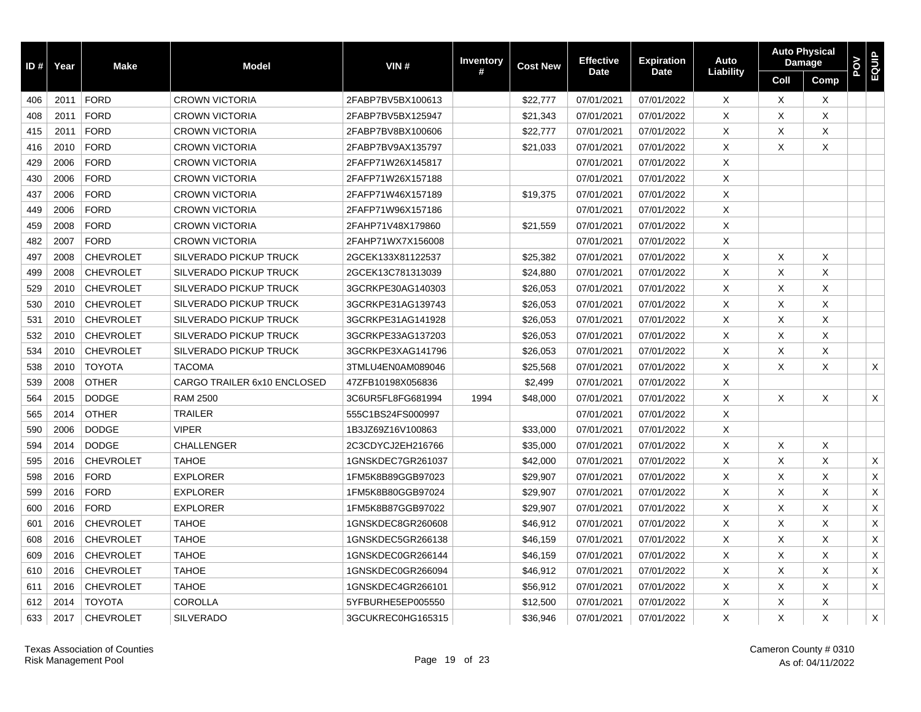| ID # | Year | Make | Model | VIN # | Inventory # | Cost New | Effective Date | Expiration Date | Auto Liability | Auto Physical Damage | | POV | EQUIP |
|---|---|---|---|---|---|---|---|---|---|---|---|---|---|
| | | | | | | | | | | Coll | Comp | | |
| 406 | 2011 | FORD | CROWN VICTORIA | 2FABP7BV5BX100613 | | $22,777 | 07/01/2021 | 07/01/2022 | X | X | X | | |
| 408 | 2011 | FORD | CROWN VICTORIA | 2FABP7BV5BX125947 | | $21,343 | 07/01/2021 | 07/01/2022 | X | X | X | | |
| 415 | 2011 | FORD | CROWN VICTORIA | 2FABP7BV8BX100606 | | $22,777 | 07/01/2021 | 07/01/2022 | X | X | X | | |
| 416 | 2010 | FORD | CROWN VICTORIA | 2FABP7BV9AX135797 | | $21,033 | 07/01/2021 | 07/01/2022 | X | X | X | | |
| 429 | 2006 | FORD | CROWN VICTORIA | 2FAFP71W26X145817 | | | 07/01/2021 | 07/01/2022 | X | | | | |
| 430 | 2006 | FORD | CROWN VICTORIA | 2FAFP71W26X157188 | | | 07/01/2021 | 07/01/2022 | X | | | | |
| 437 | 2006 | FORD | CROWN VICTORIA | 2FAFP71W46X157189 | | $19,375 | 07/01/2021 | 07/01/2022 | X | | | | |
| 449 | 2006 | FORD | CROWN VICTORIA | 2FAFP71W96X157186 | | | 07/01/2021 | 07/01/2022 | X | | | | |
| 459 | 2008 | FORD | CROWN VICTORIA | 2FAHP71V48X179860 | | $21,559 | 07/01/2021 | 07/01/2022 | X | | | | |
| 482 | 2007 | FORD | CROWN VICTORIA | 2FAHP71WX7X156008 | | | 07/01/2021 | 07/01/2022 | X | | | | |
| 497 | 2008 | CHEVROLET | SILVERADO PICKUP TRUCK | 2GCEK133X81122537 | | $25,382 | 07/01/2021 | 07/01/2022 | X | X | X | | |
| 499 | 2008 | CHEVROLET | SILVERADO PICKUP TRUCK | 2GCEK13C781313039 | | $24,880 | 07/01/2021 | 07/01/2022 | X | X | X | | |
| 529 | 2010 | CHEVROLET | SILVERADO PICKUP TRUCK | 3GCRKPE30AG140303 | | $26,053 | 07/01/2021 | 07/01/2022 | X | X | X | | |
| 530 | 2010 | CHEVROLET | SILVERADO PICKUP TRUCK | 3GCRKPE31AG139743 | | $26,053 | 07/01/2021 | 07/01/2022 | X | X | X | | |
| 531 | 2010 | CHEVROLET | SILVERADO PICKUP TRUCK | 3GCRKPE31AG141928 | | $26,053 | 07/01/2021 | 07/01/2022 | X | X | X | | |
| 532 | 2010 | CHEVROLET | SILVERADO PICKUP TRUCK | 3GCRKPE33AG137203 | | $26,053 | 07/01/2021 | 07/01/2022 | X | X | X | | |
| 534 | 2010 | CHEVROLET | SILVERADO PICKUP TRUCK | 3GCRKPE3XAG141796 | | $26,053 | 07/01/2021 | 07/01/2022 | X | X | X | | |
| 538 | 2010 | TOYOTA | TACOMA | 3TMLU4EN0AM089046 | | $25,568 | 07/01/2021 | 07/01/2022 | X | X | X | | X |
| 539 | 2008 | OTHER | CARGO TRAILER 6x10 ENCLOSED | 47ZFB10198X056836 | | $2,499 | 07/01/2021 | 07/01/2022 | X | | | | |
| 564 | 2015 | DODGE | RAM 2500 | 3C6UR5FL8FG681994 | 1994 | $48,000 | 07/01/2021 | 07/01/2022 | X | X | X | | X |
| 565 | 2014 | OTHER | TRAILER | 555C1BS24FS000997 | | | 07/01/2021 | 07/01/2022 | X | | | | |
| 590 | 2006 | DODGE | VIPER | 1B3JZ69Z16V100863 | | $33,000 | 07/01/2021 | 07/01/2022 | X | | | | |
| 594 | 2014 | DODGE | CHALLENGER | 2C3CDYCJ2EH216766 | | $35,000 | 07/01/2021 | 07/01/2022 | X | X | X | | |
| 595 | 2016 | CHEVROLET | TAHOE | 1GNSKDEC7GR261037 | | $42,000 | 07/01/2021 | 07/01/2022 | X | X | X | | X |
| 598 | 2016 | FORD | EXPLORER | 1FM5K8B89GGB97023 | | $29,907 | 07/01/2021 | 07/01/2022 | X | X | X | | X |
| 599 | 2016 | FORD | EXPLORER | 1FM5K8B80GGB97024 | | $29,907 | 07/01/2021 | 07/01/2022 | X | X | X | | X |
| 600 | 2016 | FORD | EXPLORER | 1FM5K8B87GGB97022 | | $29,907 | 07/01/2021 | 07/01/2022 | X | X | X | | X |
| 601 | 2016 | CHEVROLET | TAHOE | 1GNSKDEC8GR260608 | | $46,912 | 07/01/2021 | 07/01/2022 | X | X | X | | X |
| 608 | 2016 | CHEVROLET | TAHOE | 1GNSKDEC5GR266138 | | $46,159 | 07/01/2021 | 07/01/2022 | X | X | X | | X |
| 609 | 2016 | CHEVROLET | TAHOE | 1GNSKDEC0GR266144 | | $46,159 | 07/01/2021 | 07/01/2022 | X | X | X | | X |
| 610 | 2016 | CHEVROLET | TAHOE | 1GNSKDEC0GR266094 | | $46,912 | 07/01/2021 | 07/01/2022 | X | X | X | | X |
| 611 | 2016 | CHEVROLET | TAHOE | 1GNSKDEC4GR266101 | | $56,912 | 07/01/2021 | 07/01/2022 | X | X | X | | X |
| 612 | 2014 | TOYOTA | COROLLA | 5YFBURHE5EP005550 | | $12,500 | 07/01/2021 | 07/01/2022 | X | X | X | | |
| 633 | 2017 | CHEVROLET | SILVERADO | 3GCUKREC0HG165315 | | $36,946 | 07/01/2021 | 07/01/2022 | X | X | X | | X |

Texas Association of Counties
Risk Management Pool

Cameron County # 0310
As of: 04/11/2022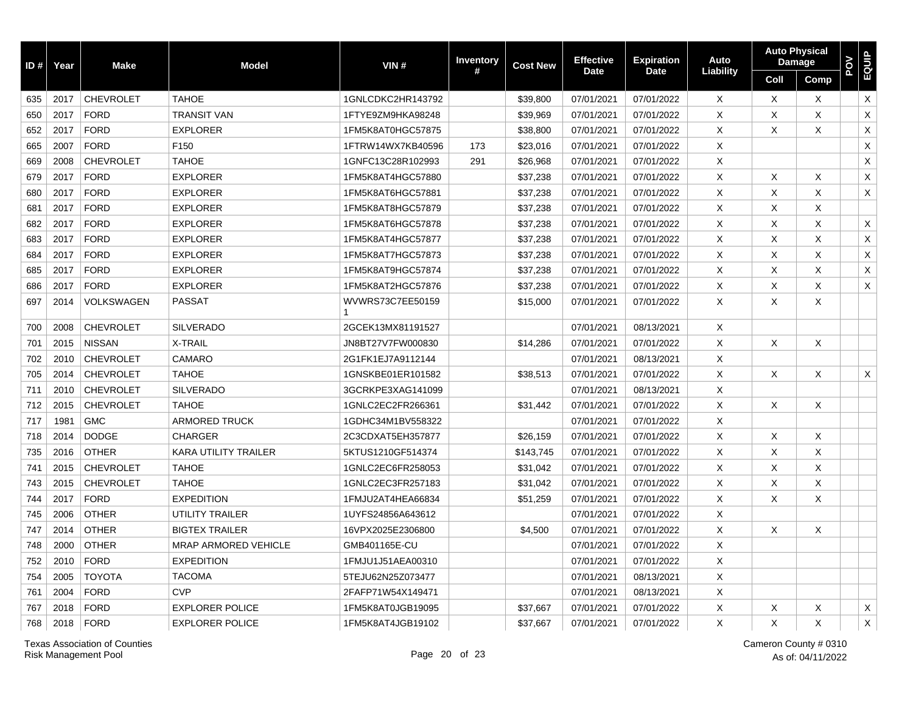| ID # | Year | Make | Model | VIN # | Inventory # | Cost New | Effective Date | Expiration Date | Auto Liability | Auto Physical Damage | | POV | EQUIP |
|---|---|---|---|---|---|---|---|---|---|---|---|---|---|
| | | | | | | | | | | Coll | Comp | | |
| 635 | 2017 | CHEVROLET | TAHOE | 1GNLCDKC2HR143792 | | $39,800 | 07/01/2021 | 07/01/2022 | X | X | X | | X |
| 650 | 2017 | FORD | TRANSIT VAN | 1FTYE9ZM9HKA98248 | | $39,969 | 07/01/2021 | 07/01/2022 | X | X | X | | X |
| 652 | 2017 | FORD | EXPLORER | 1FM5K8AT0HGC57875 | | $38,800 | 07/01/2021 | 07/01/2022 | X | X | X | | X |
| 665 | 2007 | FORD | F150 | 1FTRW14WX7KB40596 | 173 | $23,016 | 07/01/2021 | 07/01/2022 | X | | | | X |
| 669 | 2008 | CHEVROLET | TAHOE | 1GNFC13C28R102993 | 291 | $26,968 | 07/01/2021 | 07/01/2022 | X | | | | X |
| 679 | 2017 | FORD | EXPLORER | 1FM5K8AT4HGC57880 | | $37,238 | 07/01/2021 | 07/01/2022 | X | X | X | | X |
| 680 | 2017 | FORD | EXPLORER | 1FM5K8AT6HGC57881 | | $37,238 | 07/01/2021 | 07/01/2022 | X | X | X | | X |
| 681 | 2017 | FORD | EXPLORER | 1FM5K8AT8HGC57879 | | $37,238 | 07/01/2021 | 07/01/2022 | X | X | X | | |
| 682 | 2017 | FORD | EXPLORER | 1FM5K8AT6HGC57878 | | $37,238 | 07/01/2021 | 07/01/2022 | X | X | X | | X |
| 683 | 2017 | FORD | EXPLORER | 1FM5K8AT4HGC57877 | | $37,238 | 07/01/2021 | 07/01/2022 | X | X | X | | X |
| 684 | 2017 | FORD | EXPLORER | 1FM5K8AT7HGC57873 | | $37,238 | 07/01/2021 | 07/01/2022 | X | X | X | | X |
| 685 | 2017 | FORD | EXPLORER | 1FM5K8AT9HGC57874 | | $37,238 | 07/01/2021 | 07/01/2022 | X | X | X | | X |
| 686 | 2017 | FORD | EXPLORER | 1FM5K8AT2HGC57876 | | $37,238 | 07/01/2021 | 07/01/2022 | X | X | X | | X |
| 697 | 2014 | VOLKSWAGEN | PASSAT | WVWRS73C7EE501591 | | $15,000 | 07/01/2021 | 07/01/2022 | X | X | X | | |
| 700 | 2008 | CHEVROLET | SILVERADO | 2GCEK13MX81191527 | | | 07/01/2021 | 08/13/2021 | X | | | | |
| 701 | 2015 | NISSAN | X-TRAIL | JN8BT27V7FW000830 | | $14,286 | 07/01/2021 | 07/01/2022 | X | X | X | | |
| 702 | 2010 | CHEVROLET | CAMARO | 2G1FK1EJ7A9112144 | | | 07/01/2021 | 08/13/2021 | X | | | | |
| 705 | 2014 | CHEVROLET | TAHOE | 1GNSKBE01ER101582 | | $38,513 | 07/01/2021 | 07/01/2022 | X | X | X | | X |
| 711 | 2010 | CHEVROLET | SILVERADO | 3GCRKPE3XAG141099 | | | 07/01/2021 | 08/13/2021 | X | | | | |
| 712 | 2015 | CHEVROLET | TAHOE | 1GNLC2EC2FR266361 | | $31,442 | 07/01/2021 | 07/01/2022 | X | X | X | | |
| 717 | 1981 | GMC | ARMORED TRUCK | 1GDHC34M1BV558322 | | | 07/01/2021 | 07/01/2022 | X | | | | |
| 718 | 2014 | DODGE | CHARGER | 2C3CDXAT5EH357877 | | $26,159 | 07/01/2021 | 07/01/2022 | X | X | X | | |
| 735 | 2016 | OTHER | KARA UTILITY TRAILER | 5KTUS1210GF514374 | | $143,745 | 07/01/2021 | 07/01/2022 | X | X | X | | |
| 741 | 2015 | CHEVROLET | TAHOE | 1GNLC2EC6FR258053 | | $31,042 | 07/01/2021 | 07/01/2022 | X | X | X | | |
| 743 | 2015 | CHEVROLET | TAHOE | 1GNLC2EC3FR257183 | | $31,042 | 07/01/2021 | 07/01/2022 | X | X | X | | |
| 744 | 2017 | FORD | EXPEDITION | 1FMJU2AT4HEA66834 | | $51,259 | 07/01/2021 | 07/01/2022 | X | X | X | | |
| 745 | 2006 | OTHER | UTILITY TRAILER | 1UYFS24856A643612 | | | 07/01/2021 | 07/01/2022 | X | | | | |
| 747 | 2014 | OTHER | BIGTEX TRAILER | 16VPX2025E2306800 | | $4,500 | 07/01/2021 | 07/01/2022 | X | X | X | | |
| 748 | 2000 | OTHER | MRAP ARMORED VEHICLE | GMB401165E-CU | | | 07/01/2021 | 07/01/2022 | X | | | | |
| 752 | 2010 | FORD | EXPEDITION | 1FMJU1J51AEA00310 | | | 07/01/2021 | 07/01/2022 | X | | | | |
| 754 | 2005 | TOYOTA | TACOMA | 5TEJU62N25Z073477 | | | 07/01/2021 | 08/13/2021 | X | | | | |
| 761 | 2004 | FORD | CVP | 2FAFP71W54X149471 | | | 07/01/2021 | 08/13/2021 | X | | | | |
| 767 | 2018 | FORD | EXPLORER POLICE | 1FM5K8AT0JGB19095 | | $37,667 | 07/01/2021 | 07/01/2022 | X | X | X | | X |
| 768 | 2018 | FORD | EXPLORER POLICE | 1FM5K8AT4JGB19102 | | $37,667 | 07/01/2021 | 07/01/2022 | X | X | X | | X |

Texas Association of Counties
Risk Management Pool

Cameron County # 0310
As of: 04/11/2022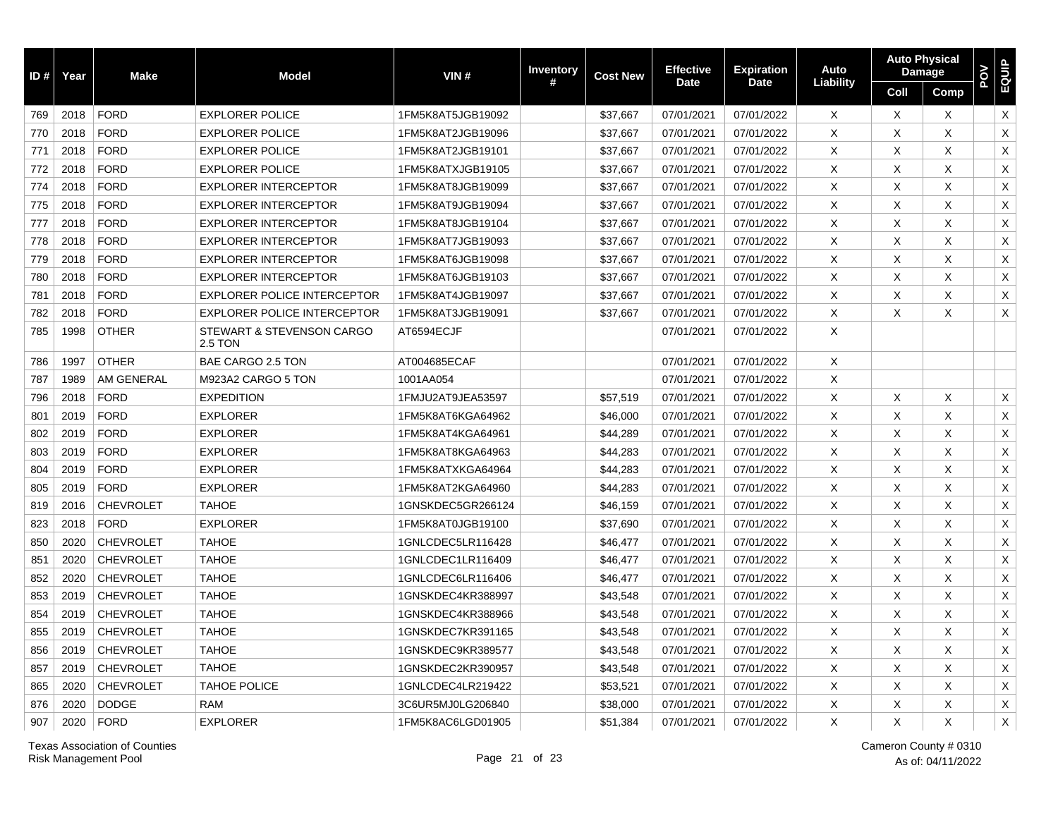| ID # | Year | Make | Model | VIN # | Inventory # | Cost New | Effective Date | Expiration Date | Auto Liability | Auto Physical Damage | | POV | EQUIP |
|---|---|---|---|---|---|---|---|---|---|---|---|---|---|
| | | | | | | | | | | Coll | Comp | | |
| 769 | 2018 | FORD | EXPLORER POLICE | 1FM5K8AT5JGB19092 | | $37,667 | 07/01/2021 | 07/01/2022 | X | X | X | | X |
| 770 | 2018 | FORD | EXPLORER POLICE | 1FM5K8AT2JGB19096 | | $37,667 | 07/01/2021 | 07/01/2022 | X | X | X | | X |
| 771 | 2018 | FORD | EXPLORER POLICE | 1FM5K8AT2JGB19101 | | $37,667 | 07/01/2021 | 07/01/2022 | X | X | X | | X |
| 772 | 2018 | FORD | EXPLORER POLICE | 1FM5K8ATXJGB19105 | | $37,667 | 07/01/2021 | 07/01/2022 | X | X | X | | X |
| 774 | 2018 | FORD | EXPLORER INTERCEPTOR | 1FM5K8AT8JGB19099 | | $37,667 | 07/01/2021 | 07/01/2022 | X | X | X | | X |
| 775 | 2018 | FORD | EXPLORER INTERCEPTOR | 1FM5K8AT9JGB19094 | | $37,667 | 07/01/2021 | 07/01/2022 | X | X | X | | X |
| 777 | 2018 | FORD | EXPLORER INTERCEPTOR | 1FM5K8AT8JGB19104 | | $37,667 | 07/01/2021 | 07/01/2022 | X | X | X | | X |
| 778 | 2018 | FORD | EXPLORER INTERCEPTOR | 1FM5K8AT7JGB19093 | | $37,667 | 07/01/2021 | 07/01/2022 | X | X | X | | X |
| 779 | 2018 | FORD | EXPLORER INTERCEPTOR | 1FM5K8AT6JGB19098 | | $37,667 | 07/01/2021 | 07/01/2022 | X | X | X | | X |
| 780 | 2018 | FORD | EXPLORER INTERCEPTOR | 1FM5K8AT6JGB19103 | | $37,667 | 07/01/2021 | 07/01/2022 | X | X | X | | X |
| 781 | 2018 | FORD | EXPLORER POLICE INTERCEPTOR | 1FM5K8AT4JGB19097 | | $37,667 | 07/01/2021 | 07/01/2022 | X | X | X | | X |
| 782 | 2018 | FORD | EXPLORER POLICE INTERCEPTOR | 1FM5K8AT3JGB19091 | | $37,667 | 07/01/2021 | 07/01/2022 | X | X | X | | X |
| 785 | 1998 | OTHER | STEWART & STEVENSON CARGO 2.5 TON | AT6594ECJF | | | 07/01/2021 | 07/01/2022 | X | | | | |
| 786 | 1997 | OTHER | BAE CARGO 2.5 TON | AT004685ECAF | | | 07/01/2021 | 07/01/2022 | X | | | | |
| 787 | 1989 | AM GENERAL | M923A2 CARGO 5 TON | 1001AA054 | | | 07/01/2021 | 07/01/2022 | X | | | | |
| 796 | 2018 | FORD | EXPEDITION | 1FMJU2AT9JEA53597 | | $57,519 | 07/01/2021 | 07/01/2022 | X | X | X | | X |
| 801 | 2019 | FORD | EXPLORER | 1FM5K8AT6KGA64962 | | $46,000 | 07/01/2021 | 07/01/2022 | X | X | X | | X |
| 802 | 2019 | FORD | EXPLORER | 1FM5K8AT4KGA64961 | | $44,289 | 07/01/2021 | 07/01/2022 | X | X | X | | X |
| 803 | 2019 | FORD | EXPLORER | 1FM5K8AT8KGA64963 | | $44,283 | 07/01/2021 | 07/01/2022 | X | X | X | | X |
| 804 | 2019 | FORD | EXPLORER | 1FM5K8ATXKGA64964 | | $44,283 | 07/01/2021 | 07/01/2022 | X | X | X | | X |
| 805 | 2019 | FORD | EXPLORER | 1FM5K8AT2KGA64960 | | $44,283 | 07/01/2021 | 07/01/2022 | X | X | X | | X |
| 819 | 2016 | CHEVROLET | TAHOE | 1GNSKDEC5GR266124 | | $46,159 | 07/01/2021 | 07/01/2022 | X | X | X | | X |
| 823 | 2018 | FORD | EXPLORER | 1FM5K8AT0JGB19100 | | $37,690 | 07/01/2021 | 07/01/2022 | X | X | X | | X |
| 850 | 2020 | CHEVROLET | TAHOE | 1GNLCDEC5LR116428 | | $46,477 | 07/01/2021 | 07/01/2022 | X | X | X | | X |
| 851 | 2020 | CHEVROLET | TAHOE | 1GNLCDEC1LR116409 | | $46,477 | 07/01/2021 | 07/01/2022 | X | X | X | | X |
| 852 | 2020 | CHEVROLET | TAHOE | 1GNLCDEC6LR116406 | | $46,477 | 07/01/2021 | 07/01/2022 | X | X | X | | X |
| 853 | 2019 | CHEVROLET | TAHOE | 1GNSKDEC4KR388997 | | $43,548 | 07/01/2021 | 07/01/2022 | X | X | X | | X |
| 854 | 2019 | CHEVROLET | TAHOE | 1GNSKDEC4KR388966 | | $43,548 | 07/01/2021 | 07/01/2022 | X | X | X | | X |
| 855 | 2019 | CHEVROLET | TAHOE | 1GNSKDEC7KR391165 | | $43,548 | 07/01/2021 | 07/01/2022 | X | X | X | | X |
| 856 | 2019 | CHEVROLET | TAHOE | 1GNSKDEC9KR389577 | | $43,548 | 07/01/2021 | 07/01/2022 | X | X | X | | X |
| 857 | 2019 | CHEVROLET | TAHOE | 1GNSKDEC2KR390957 | | $43,548 | 07/01/2021 | 07/01/2022 | X | X | X | | X |
| 865 | 2020 | CHEVROLET | TAHOE POLICE | 1GNLCDEC4LR219422 | | $53,521 | 07/01/2021 | 07/01/2022 | X | X | X | | X |
| 876 | 2020 | DODGE | RAM | 3C6UR5MJ0LG206840 | | $38,000 | 07/01/2021 | 07/01/2022 | X | X | X | | X |
| 907 | 2020 | FORD | EXPLORER | 1FM5K8AC6LGD01905 | | $51,384 | 07/01/2021 | 07/01/2022 | X | X | X | | X |

Texas Association of Counties
Risk Management Pool

Cameron County # 0310
As of: 04/11/2022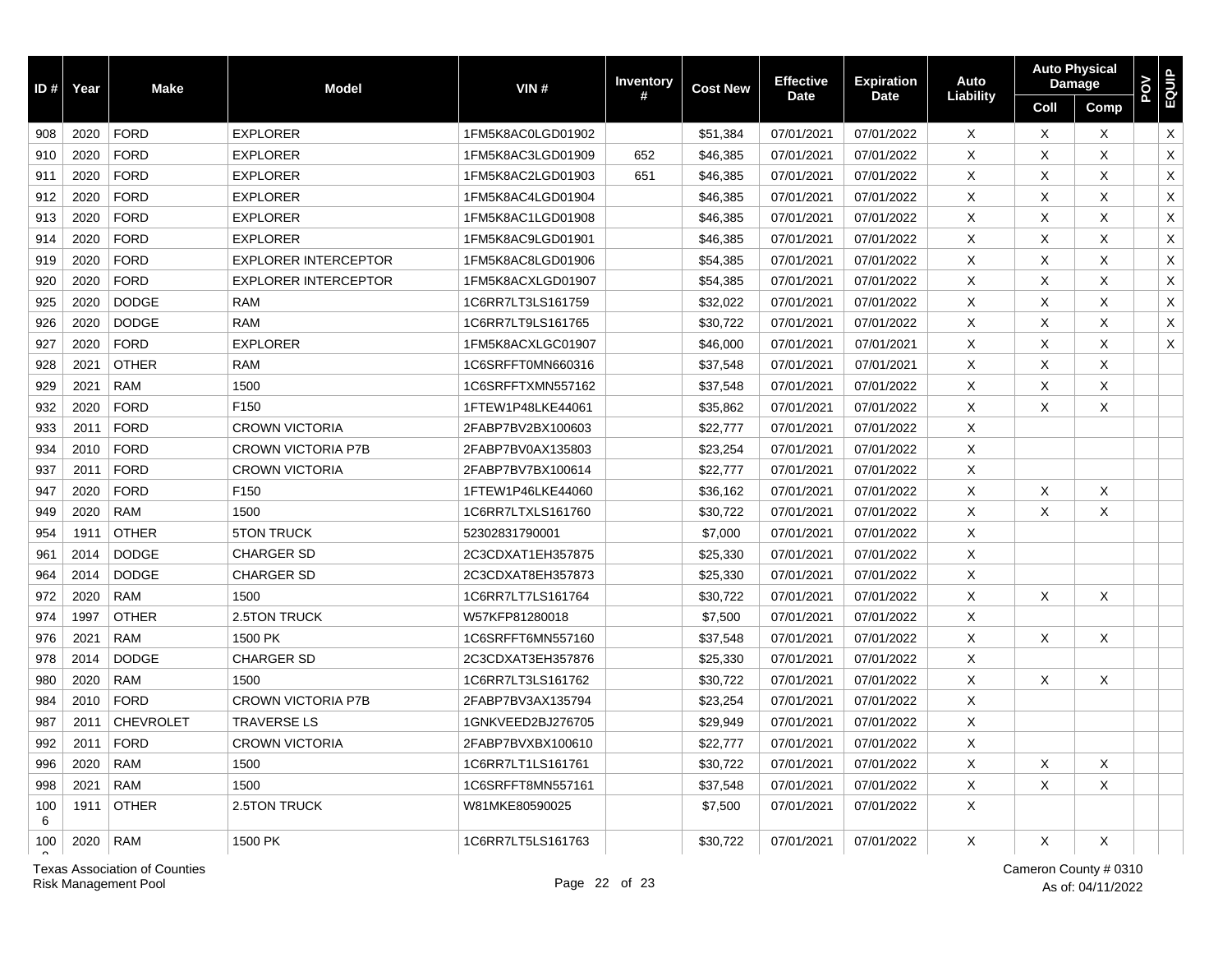| ID # | Year | Make | Model | VIN # | Inventory # | Cost New | Effective Date | Expiration Date | Auto Liability | Auto Physical Damage | | POV | EQUIP |
|---|---|---|---|---|---|---|---|---|---|---|---|---|---|
| | | | | | | | | | | Coll | Comp | | |
| 908 | 2020 | FORD | EXPLORER | 1FM5K8AC0LGD01902 | | $51,384 | 07/01/2021 | 07/01/2022 | X | X | X | | X |
| 910 | 2020 | FORD | EXPLORER | 1FM5K8AC3LGD01909 | 652 | $46,385 | 07/01/2021 | 07/01/2022 | X | X | X | | X |
| 911 | 2020 | FORD | EXPLORER | 1FM5K8AC2LGD01903 | 651 | $46,385 | 07/01/2021 | 07/01/2022 | X | X | X | | X |
| 912 | 2020 | FORD | EXPLORER | 1FM5K8AC4LGD01904 | | $46,385 | 07/01/2021 | 07/01/2022 | X | X | X | | X |
| 913 | 2020 | FORD | EXPLORER | 1FM5K8AC1LGD01908 | | $46,385 | 07/01/2021 | 07/01/2022 | X | X | X | | X |
| 914 | 2020 | FORD | EXPLORER | 1FM5K8AC9LGD01901 | | $46,385 | 07/01/2021 | 07/01/2022 | X | X | X | | X |
| 919 | 2020 | FORD | EXPLORER INTERCEPTOR | 1FM5K8AC8LGD01906 | | $54,385 | 07/01/2021 | 07/01/2022 | X | X | X | | X |
| 920 | 2020 | FORD | EXPLORER INTERCEPTOR | 1FM5K8ACXLGD01907 | | $54,385 | 07/01/2021 | 07/01/2022 | X | X | X | | X |
| 925 | 2020 | DODGE | RAM | 1C6RR7LT3LS161759 | | $32,022 | 07/01/2021 | 07/01/2022 | X | X | X | | X |
| 926 | 2020 | DODGE | RAM | 1C6RR7LT9LS161765 | | $30,722 | 07/01/2021 | 07/01/2022 | X | X | X | | X |
| 927 | 2020 | FORD | EXPLORER | 1FM5K8ACXLGC01907 | | $46,000 | 07/01/2021 | 07/01/2021 | X | X | X | | X |
| 928 | 2021 | OTHER | RAM | 1C6SRFFT0MN660316 | | $37,548 | 07/01/2021 | 07/01/2021 | X | X | X | | |
| 929 | 2021 | RAM | 1500 | 1C6SRFFTXMN557162 | | $37,548 | 07/01/2021 | 07/01/2022 | X | X | X | | |
| 932 | 2020 | FORD | F150 | 1FTEW1P48LKE44061 | | $35,862 | 07/01/2021 | 07/01/2022 | X | X | X | | |
| 933 | 2011 | FORD | CROWN VICTORIA | 2FABP7BV2BX100603 | | $22,777 | 07/01/2021 | 07/01/2022 | X | | | | |
| 934 | 2010 | FORD | CROWN VICTORIA P7B | 2FABP7BV0AX135803 | | $23,254 | 07/01/2021 | 07/01/2022 | X | | | | |
| 937 | 2011 | FORD | CROWN VICTORIA | 2FABP7BV7BX100614 | | $22,777 | 07/01/2021 | 07/01/2022 | X | | | | |
| 947 | 2020 | FORD | F150 | 1FTEW1P46LKE44060 | | $36,162 | 07/01/2021 | 07/01/2022 | X | X | X | | |
| 949 | 2020 | RAM | 1500 | 1C6RR7LTXLS161760 | | $30,722 | 07/01/2021 | 07/01/2022 | X | X | X | | |
| 954 | 1911 | OTHER | 5TON TRUCK | 52302831790001 | | $7,000 | 07/01/2021 | 07/01/2022 | X | | | | |
| 961 | 2014 | DODGE | CHARGER SD | 2C3CDXAT1EH357875 | | $25,330 | 07/01/2021 | 07/01/2022 | X | | | | |
| 964 | 2014 | DODGE | CHARGER SD | 2C3CDXAT8EH357873 | | $25,330 | 07/01/2021 | 07/01/2022 | X | | | | |
| 972 | 2020 | RAM | 1500 | 1C6RR7LT7LS161764 | | $30,722 | 07/01/2021 | 07/01/2022 | X | X | X | | |
| 974 | 1997 | OTHER | 2.5TON TRUCK | W57KFP81280018 | | $7,500 | 07/01/2021 | 07/01/2022 | X | | | | |
| 976 | 2021 | RAM | 1500 PK | 1C6SRFFT6MN557160 | | $37,548 | 07/01/2021 | 07/01/2022 | X | X | X | | |
| 978 | 2014 | DODGE | CHARGER SD | 2C3CDXAT3EH357876 | | $25,330 | 07/01/2021 | 07/01/2022 | X | | | | |
| 980 | 2020 | RAM | 1500 | 1C6RR7LT3LS161762 | | $30,722 | 07/01/2021 | 07/01/2022 | X | X | X | | |
| 984 | 2010 | FORD | CROWN VICTORIA P7B | 2FABP7BV3AX135794 | | $23,254 | 07/01/2021 | 07/01/2022 | X | | | | |
| 987 | 2011 | CHEVROLET | TRAVERSE LS | 1GNKVEED2BJ276705 | | $29,949 | 07/01/2021 | 07/01/2022 | X | | | | |
| 992 | 2011 | FORD | CROWN VICTORIA | 2FABP7BVXBX100610 | | $22,777 | 07/01/2021 | 07/01/2022 | X | | | | |
| 996 | 2020 | RAM | 1500 | 1C6RR7LT1LS161761 | | $30,722 | 07/01/2021 | 07/01/2022 | X | X | X | | |
| 998 | 2021 | RAM | 1500 | 1C6SRFFT8MN557161 | | $37,548 | 07/01/2021 | 07/01/2022 | X | X | X | | |
| 1006 | 1911 | OTHER | 2.5TON TRUCK | W81MKE80590025 | | $7,500 | 07/01/2021 | 07/01/2022 | X | | | | |
| 100 | 2020 | RAM | 1500 PK | 1C6RR7LT5LS161763 | | $30,722 | 07/01/2021 | 07/01/2022 | X | X | X | | |

Texas Association of Counties
Risk Management Pool

Cameron County # 0310
As of: 04/11/2022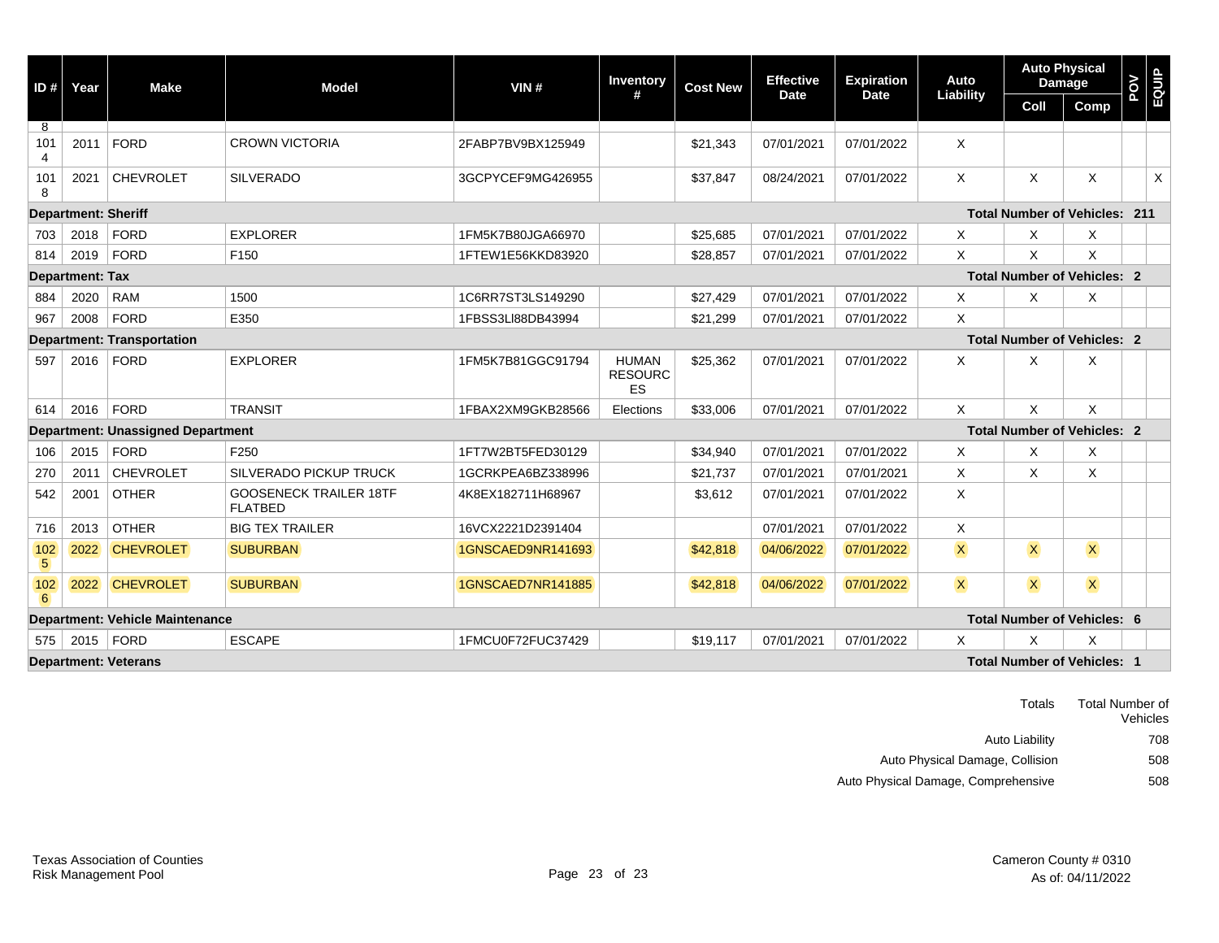| ID # | Year | Make | Model | VIN # | Inventory # | Cost New | Effective Date | Expiration Date | Auto Liability | Auto Physical Damage | | POV | EQUIP |
|---|---|---|---|---|---|---|---|---|---|---|---|---|---|
| | | | | | | | | | | Coll | Comp | | |
| 8 | | | | | | | | | | | | | |
| 1014 | 2011 | FORD | CROWN VICTORIA | 2FABP7BV9BX125949 | | $21,343 | 07/01/2021 | 07/01/2022 | X | | | | |
| 1018 | 2021 | CHEVROLET | SILVERADO | 3GCPYCEF9MG426955 | | $37,847 | 08/24/2021 | 07/01/2022 | X | X | X | | X |
| **Department: Sheriff** | | | | | | | | | **Total Number of Vehicles: 211** | | | | |
| 703 | 2018 | FORD | EXPLORER | 1FM5K7B80JGA66970 | | $25,685 | 07/01/2021 | 07/01/2022 | X | X | X | | |
| 814 | 2019 | FORD | F150 | 1FTEW1E56KKD83920 | | $28,857 | 07/01/2021 | 07/01/2022 | X | X | X | | |
| **Department: Tax** | | | | | | | | | **Total Number of Vehicles: 2** | | | | |
| 884 | 2020 | RAM | 1500 | 1C6RR7ST3LS149290 | | $27,429 | 07/01/2021 | 07/01/2022 | X | X | X | | |
| 967 | 2008 | FORD | E350 | 1FBSS3LI88DB43994 | | $21,299 | 07/01/2021 | 07/01/2022 | X | | | | |
| **Department: Transportation** | | | | | | | | | **Total Number of Vehicles: 2** | | | | |
| 597 | 2016 | FORD | EXPLORER | 1FM5K7B81GGC91794 | HUMAN RESOURCES | $25,362 | 07/01/2021 | 07/01/2022 | X | X | X | | |
| 614 | 2016 | FORD | TRANSIT | 1FBAX2XM9GKB28566 | Elections | $33,006 | 07/01/2021 | 07/01/2022 | X | X | X | | |
| **Department: Unassigned Department** | | | | | | | | | **Total Number of Vehicles: 2** | | | | |
| 106 | 2015 | FORD | F250 | 1FT7W2BT5FED30129 | | $34,940 | 07/01/2021 | 07/01/2022 | X | X | X | | |
| 270 | 2011 | CHEVROLET | SILVERADO PICKUP TRUCK | 1GCRKPEA6BZ338996 | | $21,737 | 07/01/2021 | 07/01/2021 | X | X | X | | |
| 542 | 2001 | OTHER | GOOSENECK TRAILER 18TF FLATBED | 4K8EX182711H68967 | | $3,612 | 07/01/2021 | 07/01/2022 | X | | | | |
| 716 | 2013 | OTHER | BIG TEX TRAILER | 16VCX2221D2391404 | | | 07/01/2021 | 07/01/2022 | X | | | | |
| 1025 | 2022 | CHEVROLET | SUBURBAN | 1GNSCAED9NR141693 | | $42,818 | 04/06/2022 | 07/01/2022 | X | X | X | | |
| 1026 | 2022 | CHEVROLET | SUBURBAN | 1GNSCAED7NR141885 | | $42,818 | 04/06/2022 | 07/01/2022 | X | X | X | | |
| **Department: Vehicle Maintenance** | | | | | | | | | **Total Number of Vehicles: 6** | | | | |
| 575 | 2015 | FORD | ESCAPE | 1FMCU0F72FUC37429 | | $19,117 | 07/01/2021 | 07/01/2022 | X | X | X | | |
| **Department: Veterans** | | | | | | | | | **Total Number of Vehicles: 1** | | | | |

| Totals | Total Number of Vehicles |
|---|---|
| Auto Liability | 708 |
| Auto Physical Damage, Collision | 508 |
| Auto Physical Damage, Comprehensive | 508 |

Texas Association of Counties
Risk Management Pool

Cameron County # 0310
As of: 04/11/2022